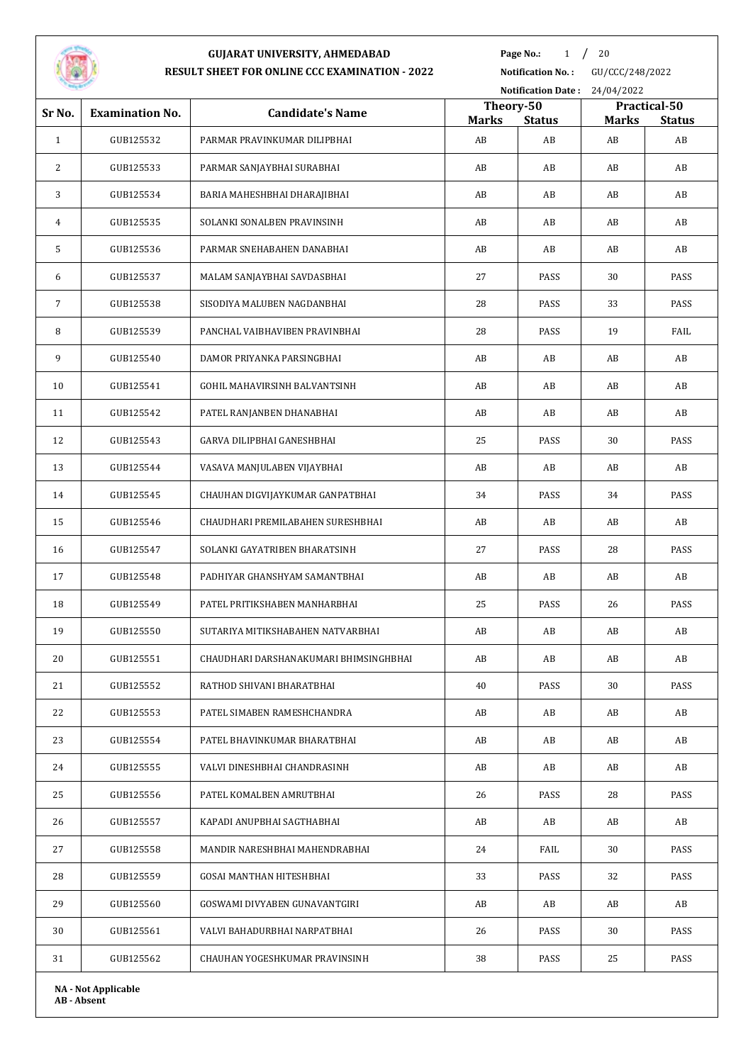# GUJARAT UNIVERSITY, AHMEDABAD

## RESULT SHEET FOR ONLINE CCC EXAMINATION - 2022

**Notification No. :** GU/CCC/248/2022

**Notification Date :** 24/04/2022

| Sr No. | Examination No. | Candidate's Name | Theory-50 | | Practical-50 | |
|---|---|---|---|---|---|---|
| | | | **Marks** | **Status** | **Marks** | **Status** |
| 1 | GUB125532 | PARMAR PRAVINKUMAR DILIPBHAI | AB | AB | AB | AB |
| 2 | GUB125533 | PARMAR SANJAYBHAI SURABHAI | AB | AB | AB | AB |
| 3 | GUB125534 | BARIA MAHESHBHAI DHARAJIBHAI | AB | AB | AB | AB |
| 4 | GUB125535 | SOLANKI SONALBEN PRAVINSINH | AB | AB | AB | AB |
| 5 | GUB125536 | PARMAR SNEHABAHEN DANABHAI | AB | AB | AB | AB |
| 6 | GUB125537 | MALAM SANJAYBHAI SAVDASBHAI | 27 | PASS | 30 | PASS |
| 7 | GUB125538 | SISODIYA MALUBEN NAGDANBHAI | 28 | PASS | 33 | PASS |
| 8 | GUB125539 | PANCHAL VAIBHAVIBEN PRAVINBHAI | 28 | PASS | 19 | FAIL |
| 9 | GUB125540 | DAMOR PRIYANKA PARSINGBHAI | AB | AB | AB | AB |
| 10 | GUB125541 | GOHIL MAHAVIRSINH BALVANTSINH | AB | AB | AB | AB |
| 11 | GUB125542 | PATEL RANJANBEN DHANABHAI | AB | AB | AB | AB |
| 12 | GUB125543 | GARVA DILIPBHAI GANESHBHAI | 25 | PASS | 30 | PASS |
| 13 | GUB125544 | VASAVA MANJULABEN VIJAYBHAI | AB | AB | AB | AB |
| 14 | GUB125545 | CHAUHAN DIGVIJAYKUMAR GANPATBHAI | 34 | PASS | 34 | PASS |
| 15 | GUB125546 | CHAUDHARI PREMILABAHEN SURESHBHAI | AB | AB | AB | AB |
| 16 | GUB125547 | SOLANKI GAYATRIBEN BHARATSINH | 27 | PASS | 28 | PASS |
| 17 | GUB125548 | PADHIYAR GHANSHYAM SAMANTBHAI | AB | AB | AB | AB |
| 18 | GUB125549 | PATEL PRITIKSHABEN MANHARBHAI | 25 | PASS | 26 | PASS |
| 19 | GUB125550 | SUTARIYA MITIKSHABAHEN NATVARBHAI | AB | AB | AB | AB |
| 20 | GUB125551 | CHAUDHARI DARSHANAKUMARI BHIMSINGHBHAI | AB | AB | AB | AB |
| 21 | GUB125552 | RATHOD SHIVANI BHARATBHAI | 40 | PASS | 30 | PASS |
| 22 | GUB125553 | PATEL SIMABEN RAMESHCHANDRA | AB | AB | AB | AB |
| 23 | GUB125554 | PATEL BHAVINKUMAR BHARATBHAI | AB | AB | AB | AB |
| 24 | GUB125555 | VALVI DINESHBHAI CHANDRASINH | AB | AB | AB | AB |
| 25 | GUB125556 | PATEL KOMALBEN AMRUTBHAI | 26 | PASS | 28 | PASS |
| 26 | GUB125557 | KAPADI ANUPBHAI SAGTHABHAI | AB | AB | AB | AB |
| 27 | GUB125558 | MANDIR NARESHBHAI MAHENDRABHAI | 24 | FAIL | 30 | PASS |
| 28 | GUB125559 | GOSAI MANTHAN HITESHBHAI | 33 | PASS | 32 | PASS |
| 29 | GUB125560 | GOSWAMI DIVYABEN GUNAVANTGIRI | AB | AB | AB | AB |
| 30 | GUB125561 | VALVI BAHADURBHAI NARPATBHAI | 26 | PASS | 30 | PASS |
| 31 | GUB125562 | CHAUHAN YOGESHKUMAR PRAVINSINH | 38 | PASS | 25 | PASS |

**NA - Not Applicable**
**AB - Absent**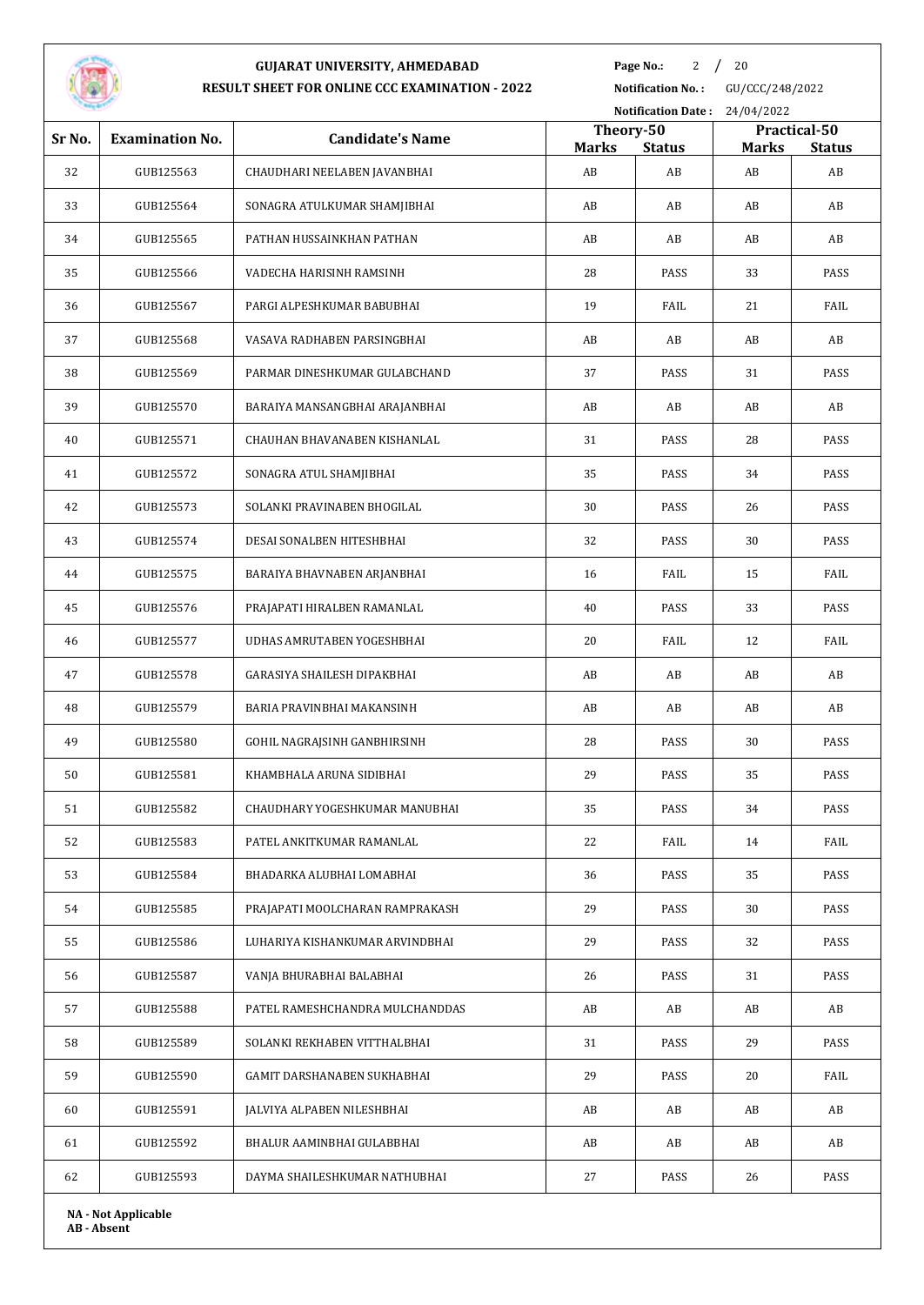**GUJARAT UNIVERSITY, AHMEDABAD**

**RESULT SHEET FOR ONLINE CCC EXAMINATION - 2022**

**Notification No. :** GU/CCC/248/2022

**Notification Date :** 24/04/2022

| Sr No. | Examination No. | Candidate's Name | Theory-50 | | Practical-50 | |
|---|---|---|---|---|---|---|
| | | | Marks | Status | Marks | Status |
| 32 | GUB125563 | CHAUDHARI NEELABEN JAVANBHAI | AB | AB | AB | AB |
| 33 | GUB125564 | SONAGRA ATULKUMAR SHAMJIBHAI | AB | AB | AB | AB |
| 34 | GUB125565 | PATHAN HUSSAINKHAN PATHAN | AB | AB | AB | AB |
| 35 | GUB125566 | VADECHA HARISINH RAMSINH | 28 | PASS | 33 | PASS |
| 36 | GUB125567 | PARGI ALPESHKUMAR BABUBHAI | 19 | FAIL | 21 | FAIL |
| 37 | GUB125568 | VASAVA RADHABEN PARSINGBHAI | AB | AB | AB | AB |
| 38 | GUB125569 | PARMAR DINESHKUMAR GULABCHAND | 37 | PASS | 31 | PASS |
| 39 | GUB125570 | BARAIYA MANSANGBHAI ARAJANBHAI | AB | AB | AB | AB |
| 40 | GUB125571 | CHAUHAN BHAVANABEN KISHANLAL | 31 | PASS | 28 | PASS |
| 41 | GUB125572 | SONAGRA ATUL SHAMJIBHAI | 35 | PASS | 34 | PASS |
| 42 | GUB125573 | SOLANKI PRAVINABEN BHOGILAL | 30 | PASS | 26 | PASS |
| 43 | GUB125574 | DESAI SONALBEN HITESHBHAI | 32 | PASS | 30 | PASS |
| 44 | GUB125575 | BARAIYA BHAVNABEN ARJANBHAI | 16 | FAIL | 15 | FAIL |
| 45 | GUB125576 | PRAJAPATI HIRALBEN RAMANLAL | 40 | PASS | 33 | PASS |
| 46 | GUB125577 | UDHAS AMRUTABEN YOGESHBHAI | 20 | FAIL | 12 | FAIL |
| 47 | GUB125578 | GARASIYA SHAILESH DIPAKBHAI | AB | AB | AB | AB |
| 48 | GUB125579 | BARIA PRAVINBHAI MAKANSINH | AB | AB | AB | AB |
| 49 | GUB125580 | GOHIL NAGRAJSINH GANBHIRSINH | 28 | PASS | 30 | PASS |
| 50 | GUB125581 | KHAMBHALA ARUNA SIDIBHAI | 29 | PASS | 35 | PASS |
| 51 | GUB125582 | CHAUDHARY YOGESHKUMAR MANUBHAI | 35 | PASS | 34 | PASS |
| 52 | GUB125583 | PATEL ANKITKUMAR RAMANLAL | 22 | FAIL | 14 | FAIL |
| 53 | GUB125584 | BHADARKA ALUBHAI LOMABHAI | 36 | PASS | 35 | PASS |
| 54 | GUB125585 | PRAJAPATI MOOLCHARAN RAMPRAKASH | 29 | PASS | 30 | PASS |
| 55 | GUB125586 | LUHARIYA KISHANKUMAR ARVINDBHAI | 29 | PASS | 32 | PASS |
| 56 | GUB125587 | VANJA BHURABHAI BALABHAI | 26 | PASS | 31 | PASS |
| 57 | GUB125588 | PATEL RAMESHCHANDRA MULCHANDDAS | AB | AB | AB | AB |
| 58 | GUB125589 | SOLANKI REKHABEN VITTHALBHAI | 31 | PASS | 29 | PASS |
| 59 | GUB125590 | GAMIT DARSHANABEN SUKHABHAI | 29 | PASS | 20 | FAIL |
| 60 | GUB125591 | JALVIYA ALPABEN NILESHBHAI | AB | AB | AB | AB |
| 61 | GUB125592 | BHALUR AAMINBHAI GULABBHAI | AB | AB | AB | AB |
| 62 | GUB125593 | DAYMA SHAILESHKUMAR NATHUBHAI | 27 | PASS | 26 | PASS |

**NA - Not Applicable**
**AB - Absent**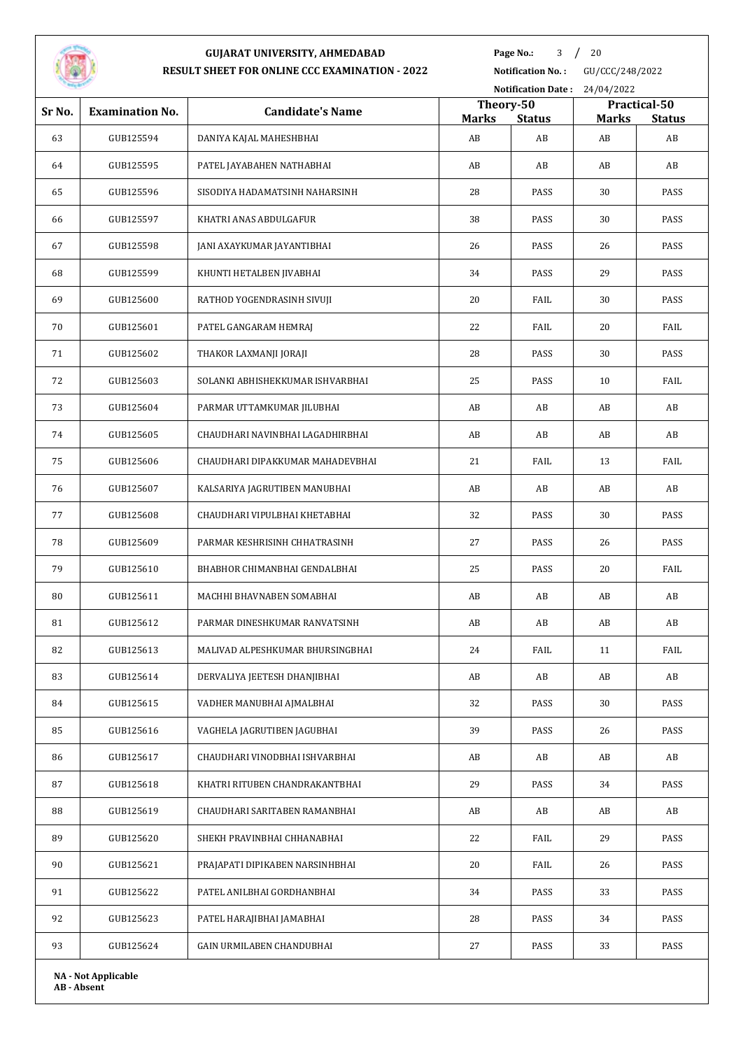# GUJARAT UNIVERSITY, AHMEDABAD

## RESULT SHEET FOR ONLINE CCC EXAMINATION - 2022

**Notification No. :** GU/CCC/248/2022

**Notification Date :** 24/04/2022

| Sr No. | Examination No. | Candidate's Name | Theory-50 | | Practical-50 | |
|---|---|---|---|---|---|---|
| | | | Marks | Status | Marks | Status |
| 63 | GUB125594 | DANIYA KAJAL MAHESHBHAI | AB | AB | AB | AB |
| 64 | GUB125595 | PATEL JAYABAHEN NATHABHAI | AB | AB | AB | AB |
| 65 | GUB125596 | SISODIYA HADAMATSINH NAHARSINH | 28 | PASS | 30 | PASS |
| 66 | GUB125597 | KHATRI ANAS ABDULGAFUR | 38 | PASS | 30 | PASS |
| 67 | GUB125598 | JANI AXAYKUMAR JAYANTIBHAI | 26 | PASS | 26 | PASS |
| 68 | GUB125599 | KHUNTI HETALBEN JIVABHAI | 34 | PASS | 29 | PASS |
| 69 | GUB125600 | RATHOD YOGENDRASINH SIVUJI | 20 | FAIL | 30 | PASS |
| 70 | GUB125601 | PATEL GANGARAM HEMRAJ | 22 | FAIL | 20 | FAIL |
| 71 | GUB125602 | THAKOR LAXMANJI JORAJI | 28 | PASS | 30 | PASS |
| 72 | GUB125603 | SOLANKI ABHISHEKKUMAR ISHVARBHAI | 25 | PASS | 10 | FAIL |
| 73 | GUB125604 | PARMAR UTTAMKUMAR JILUBHAI | AB | AB | AB | AB |
| 74 | GUB125605 | CHAUDHARI NAVINBHAI LAGADHIRBHAI | AB | AB | AB | AB |
| 75 | GUB125606 | CHAUDHARI DIPAKKUMAR MAHADEVBHAI | 21 | FAIL | 13 | FAIL |
| 76 | GUB125607 | KALSARIYA JAGRUTIBEN MANUBHAI | AB | AB | AB | AB |
| 77 | GUB125608 | CHAUDHARI VIPULBHAI KHETABHAI | 32 | PASS | 30 | PASS |
| 78 | GUB125609 | PARMAR KESHRISINH CHHATRASINH | 27 | PASS | 26 | PASS |
| 79 | GUB125610 | BHABHOR CHIMANBHAI GENDALBHAI | 25 | PASS | 20 | FAIL |
| 80 | GUB125611 | MACHHI BHAVNABEN SOMABHAI | AB | AB | AB | AB |
| 81 | GUB125612 | PARMAR DINESHKUMAR RANVATSINH | AB | AB | AB | AB |
| 82 | GUB125613 | MALIVAD ALPESHKUMAR BHURSINGBHAI | 24 | FAIL | 11 | FAIL |
| 83 | GUB125614 | DERVALIYA JEETESH DHANJIBHAI | AB | AB | AB | AB |
| 84 | GUB125615 | VADHER MANUBHAI AJMALBHAI | 32 | PASS | 30 | PASS |
| 85 | GUB125616 | VAGHELA JAGRUTIBEN JAGUBHAI | 39 | PASS | 26 | PASS |
| 86 | GUB125617 | CHAUDHARI VINODBHAI ISHVARBHAI | AB | AB | AB | AB |
| 87 | GUB125618 | KHATRI RITUBEN CHANDRAKANTBHAI | 29 | PASS | 34 | PASS |
| 88 | GUB125619 | CHAUDHARI SARITABEN RAMANBHAI | AB | AB | AB | AB |
| 89 | GUB125620 | SHEKH PRAVINBHAI CHHANABHAI | 22 | FAIL | 29 | PASS |
| 90 | GUB125621 | PRAJAPATI DIPIKABEN NARSINHBHAI | 20 | FAIL | 26 | PASS |
| 91 | GUB125622 | PATEL ANILBHAI GORDHANBHAI | 34 | PASS | 33 | PASS |
| 92 | GUB125623 | PATEL HARAJIBHAI JAMABHAI | 28 | PASS | 34 | PASS |
| 93 | GUB125624 | GAIN URMILABEN CHANDUBHAI | 27 | PASS | 33 | PASS |

**NA - Not Applicable**
**AB - Absent**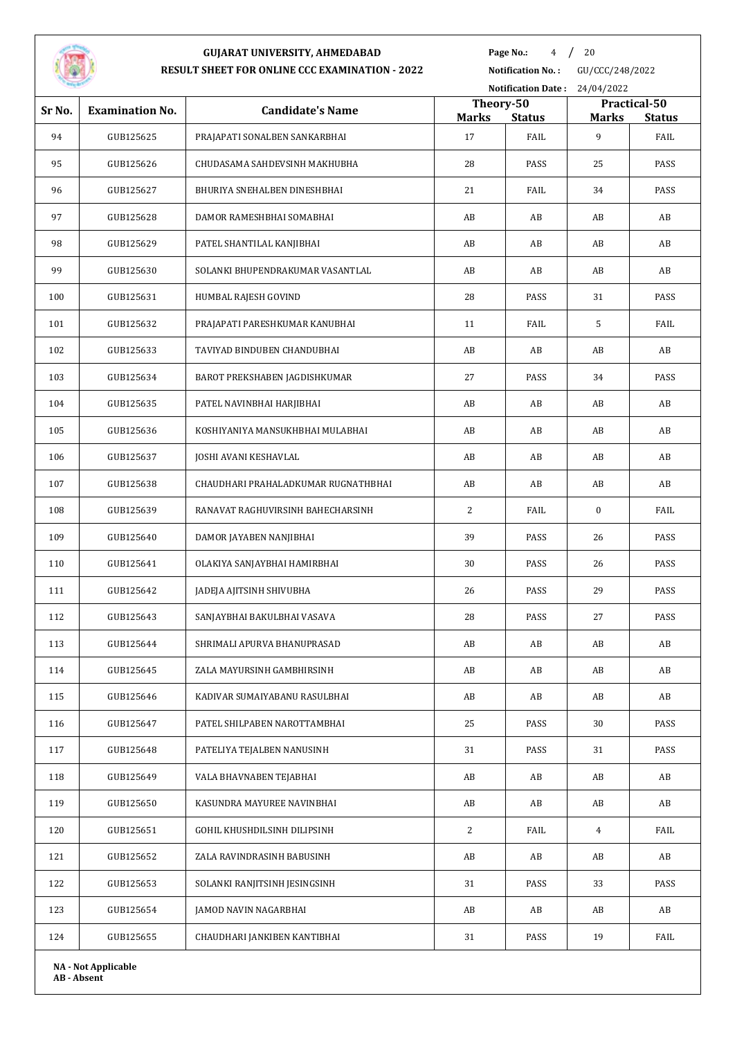# GUJARAT UNIVERSITY, AHMEDABAD

## RESULT SHEET FOR ONLINE CCC EXAMINATION - 2022

**Notification No. :** GU/CCC/248/2022

**Notification Date :** 24/04/2022

| Sr No. | Examination No. | Candidate's Name | Theory-50 | | Practical-50 | |
|---|---|---|---|---|---|---|
| | | | Marks | Status | Marks | Status |
| 94 | GUB125625 | PRAJAPATI SONALBEN SANKARBHAI | 17 | FAIL | 9 | FAIL |
| 95 | GUB125626 | CHUDASAMA SAHDEVSINH MAKHUBHA | 28 | PASS | 25 | PASS |
| 96 | GUB125627 | BHURIYA SNEHALBEN DINESHBHAI | 21 | FAIL | 34 | PASS |
| 97 | GUB125628 | DAMOR RAMESHBHAI SOMABHAI | AB | AB | AB | AB |
| 98 | GUB125629 | PATEL SHANTILAL KANJIBHAI | AB | AB | AB | AB |
| 99 | GUB125630 | SOLANKI BHUPENDRAKUMAR VASANTLAL | AB | AB | AB | AB |
| 100 | GUB125631 | HUMBAL RAJESH GOVIND | 28 | PASS | 31 | PASS |
| 101 | GUB125632 | PRAJAPATI PARESHKUMAR KANUBHAI | 11 | FAIL | 5 | FAIL |
| 102 | GUB125633 | TAVIYAD BINDUBEN CHANDUBHAI | AB | AB | AB | AB |
| 103 | GUB125634 | BAROT PREKSHABEN JAGDISHKUMAR | 27 | PASS | 34 | PASS |
| 104 | GUB125635 | PATEL NAVINBHAI HARJIBHAI | AB | AB | AB | AB |
| 105 | GUB125636 | KOSHIYANIYA MANSUKHBHAI MULABHAI | AB | AB | AB | AB |
| 106 | GUB125637 | JOSHI AVANI KESHAVLAL | AB | AB | AB | AB |
| 107 | GUB125638 | CHAUDHARI PRAHALADKUMAR RUGNATHBHAI | AB | AB | AB | AB |
| 108 | GUB125639 | RANAVAT RAGHUVIRSINH BAHECHARSINH | 2 | FAIL | 0 | FAIL |
| 109 | GUB125640 | DAMOR JAYABEN NANJIBHAI | 39 | PASS | 26 | PASS |
| 110 | GUB125641 | OLAKIYA SANJAYBHAI HAMIRBHAI | 30 | PASS | 26 | PASS |
| 111 | GUB125642 | JADEJA AJITSINH SHIVUBHA | 26 | PASS | 29 | PASS |
| 112 | GUB125643 | SANJAYBHAI BAKULBHAI VASAVA | 28 | PASS | 27 | PASS |
| 113 | GUB125644 | SHRIMALI APURVA BHANUPRASAD | AB | AB | AB | AB |
| 114 | GUB125645 | ZALA MAYURSINH GAMBHIRSINH | AB | AB | AB | AB |
| 115 | GUB125646 | KADIVAR SUMAIYABANU RASULBHAI | AB | AB | AB | AB |
| 116 | GUB125647 | PATEL SHILPABEN NAROTTAMBHAI | 25 | PASS | 30 | PASS |
| 117 | GUB125648 | PATELIYA TEJALBEN NANUSINH | 31 | PASS | 31 | PASS |
| 118 | GUB125649 | VALA BHAVNABEN TEJABHAI | AB | AB | AB | AB |
| 119 | GUB125650 | KASUNDRA MAYUREE NAVINBHAI | AB | AB | AB | AB |
| 120 | GUB125651 | GOHIL KHUSHDILSINH DILIPSINH | 2 | FAIL | 4 | FAIL |
| 121 | GUB125652 | ZALA RAVINDRASINH BABUSINH | AB | AB | AB | AB |
| 122 | GUB125653 | SOLANKI RANJITSINH JESINGSINH | 31 | PASS | 33 | PASS |
| 123 | GUB125654 | JAMOD NAVIN NAGARBHAI | AB | AB | AB | AB |
| 124 | GUB125655 | CHAUDHARI JANKIBEN KANTIBHAI | 31 | PASS | 19 | FAIL |

**NA - Not Applicable**
**AB - Absent**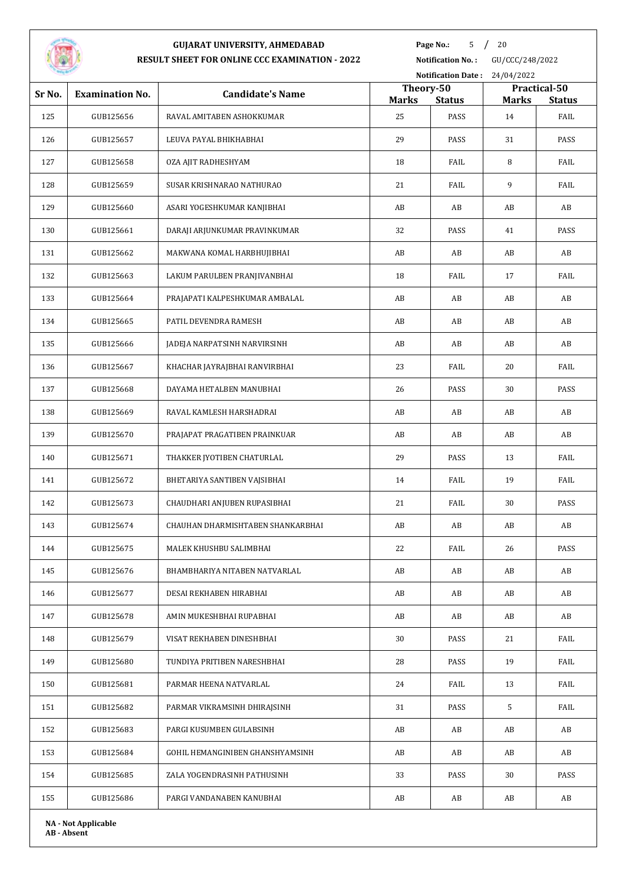# GUJARAT UNIVERSITY, AHMEDABAD

## RESULT SHEET FOR ONLINE CCC EXAMINATION - 2022

**Notification No. :** GU/CCC/248/2022

**Notification Date :** 24/04/2022

| Sr No. | Examination No. | Candidate's Name | Theory-50 | | Practical-50 | |
|---|---|---|---|---|---|---|
| | | | Marks | Status | Marks | Status |
| 125 | GUB125656 | RAVAL AMITABEN ASHOKKUMAR | 25 | PASS | 14 | FAIL |
| 126 | GUB125657 | LEUVA PAYAL BHIKHABHAI | 29 | PASS | 31 | PASS |
| 127 | GUB125658 | OZA AJIT RADHESHYAM | 18 | FAIL | 8 | FAIL |
| 128 | GUB125659 | SUSAR KRISHNARAO NATHURAO | 21 | FAIL | 9 | FAIL |
| 129 | GUB125660 | ASARI YOGESHKUMAR KANJIBHAI | AB | AB | AB | AB |
| 130 | GUB125661 | DARAJI ARJUNKUMAR PRAVINKUMAR | 32 | PASS | 41 | PASS |
| 131 | GUB125662 | MAKWANA KOMAL HARBHUJIBHAI | AB | AB | AB | AB |
| 132 | GUB125663 | LAKUM PARULBEN PRANJIVANBHAI | 18 | FAIL | 17 | FAIL |
| 133 | GUB125664 | PRAJAPATI KALPESHKUMAR AMBALAL | AB | AB | AB | AB |
| 134 | GUB125665 | PATIL DEVENDRA RAMESH | AB | AB | AB | AB |
| 135 | GUB125666 | JADEJA NARPATSINH NARVIRSINH | AB | AB | AB | AB |
| 136 | GUB125667 | KHACHAR JAYRAJBHAI RANVIRBHAI | 23 | FAIL | 20 | FAIL |
| 137 | GUB125668 | DAYAMA HETALBEN MANUBHAI | 26 | PASS | 30 | PASS |
| 138 | GUB125669 | RAVAL KAMLESH HARSHADRAI | AB | AB | AB | AB |
| 139 | GUB125670 | PRAJAPAT PRAGATIBEN PRAINKUAR | AB | AB | AB | AB |
| 140 | GUB125671 | THAKKER JYOTIBEN CHATURLAL | 29 | PASS | 13 | FAIL |
| 141 | GUB125672 | BHETARIYA SANTIBEN VAJSIBHAI | 14 | FAIL | 19 | FAIL |
| 142 | GUB125673 | CHAUDHARI ANJUBEN RUPASIBHAI | 21 | FAIL | 30 | PASS |
| 143 | GUB125674 | CHAUHAN DHARMISHTABEN SHANKARBHAI | AB | AB | AB | AB |
| 144 | GUB125675 | MALEK KHUSHBU SALIMBHAI | 22 | FAIL | 26 | PASS |
| 145 | GUB125676 | BHAMBHARIYA NITABEN NATVARLAL | AB | AB | AB | AB |
| 146 | GUB125677 | DESAI REKHABEN HIRABHAI | AB | AB | AB | AB |
| 147 | GUB125678 | AMIN MUKESHBHAI RUPABHAI | AB | AB | AB | AB |
| 148 | GUB125679 | VISAT REKHABEN DINESHBHAI | 30 | PASS | 21 | FAIL |
| 149 | GUB125680 | TUNDIYA PRITIBEN NARESHBHAI | 28 | PASS | 19 | FAIL |
| 150 | GUB125681 | PARMAR HEENA NATVARLAL | 24 | FAIL | 13 | FAIL |
| 151 | GUB125682 | PARMAR VIKRAMSINH DHIRAJSINH | 31 | PASS | 5 | FAIL |
| 152 | GUB125683 | PARGI KUSUMBEN GULABSINH | AB | AB | AB | AB |
| 153 | GUB125684 | GOHIL HEMANGINIBEN GHANSHYAMSINH | AB | AB | AB | AB |
| 154 | GUB125685 | ZALA YOGENDRASINH PATHUSINH | 33 | PASS | 30 | PASS |
| 155 | GUB125686 | PARGI VANDANABEN KANUBHAI | AB | AB | AB | AB |

**NA - Not Applicable**
**AB - Absent**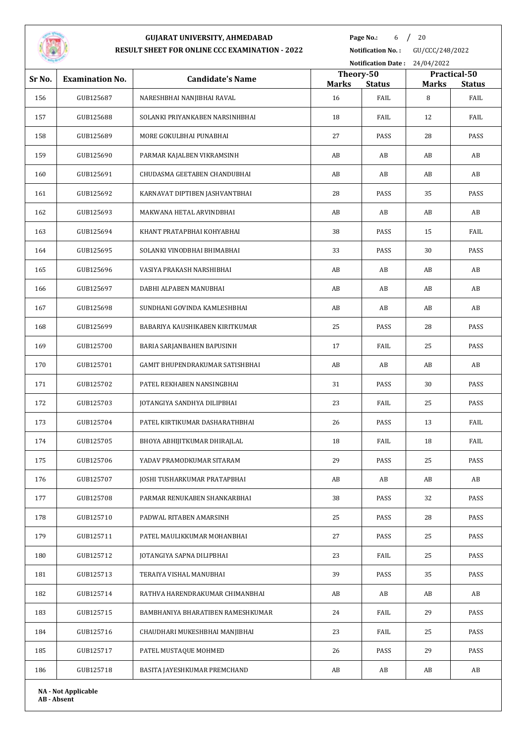# GUJARAT UNIVERSITY, AHMEDABAD

## RESULT SHEET FOR ONLINE CCC EXAMINATION - 2022

**Notification No. :** GU/CCC/248/2022

**Notification Date :** 24/04/2022

| Sr No. | Examination No. | Candidate's Name | Theory-50 | | Practical-50 | |
|---|---|---|---|---|---|---|
| | | | Marks | Status | Marks | Status |
| 156 | GUB125687 | NARESHBHAI NANJIBHAI RAVAL | 16 | FAIL | 8 | FAIL |
| 157 | GUB125688 | SOLANKI PRIYANKABEN NARSINHBHAI | 18 | FAIL | 12 | FAIL |
| 158 | GUB125689 | MORE GOKULBHAI PUNABHAI | 27 | PASS | 28 | PASS |
| 159 | GUB125690 | PARMAR KAJALBEN VIKRAMSINH | AB | AB | AB | AB |
| 160 | GUB125691 | CHUDASMA GEETABEN CHANDUBHAI | AB | AB | AB | AB |
| 161 | GUB125692 | KARNAVAT DIPTIBEN JASHVANTBHAI | 28 | PASS | 35 | PASS |
| 162 | GUB125693 | MAKWANA HETAL ARVINDBHAI | AB | AB | AB | AB |
| 163 | GUB125694 | KHANT PRATAPBHAI KOHYABHAI | 38 | PASS | 15 | FAIL |
| 164 | GUB125695 | SOLANKI VINODBHAI BHIMABHAI | 33 | PASS | 30 | PASS |
| 165 | GUB125696 | VASIYA PRAKASH NARSHIBHAI | AB | AB | AB | AB |
| 166 | GUB125697 | DABHI ALPABEN MANUBHAI | AB | AB | AB | AB |
| 167 | GUB125698 | SUNDHANI GOVINDA KAMLESHBHAI | AB | AB | AB | AB |
| 168 | GUB125699 | BABARIYA KAUSHIKABEN KIRITKUMAR | 25 | PASS | 28 | PASS |
| 169 | GUB125700 | BARIA SARJANBAHEN BAPUSINH | 17 | FAIL | 25 | PASS |
| 170 | GUB125701 | GAMIT BHUPENDRAKUMAR SATISHBHAI | AB | AB | AB | AB |
| 171 | GUB125702 | PATEL REKHABEN NANSINGBHAI | 31 | PASS | 30 | PASS |
| 172 | GUB125703 | JOTANGIYA SANDHYA DILIPBHAI | 23 | FAIL | 25 | PASS |
| 173 | GUB125704 | PATEL KIRTIKUMAR DASHARATHBHAI | 26 | PASS | 13 | FAIL |
| 174 | GUB125705 | BHOYA ABHIJITKUMAR DHIRAJLAL | 18 | FAIL | 18 | FAIL |
| 175 | GUB125706 | YADAV PRAMODKUMAR SITARAM | 29 | PASS | 25 | PASS |
| 176 | GUB125707 | JOSHI TUSHARKUMAR PRATAPBHAI | AB | AB | AB | AB |
| 177 | GUB125708 | PARMAR RENUKABEN SHANKARBHAI | 38 | PASS | 32 | PASS |
| 178 | GUB125710 | PADWAL RITABEN AMARSINH | 25 | PASS | 28 | PASS |
| 179 | GUB125711 | PATEL MAULIKKUMAR MOHANBHAI | 27 | PASS | 25 | PASS |
| 180 | GUB125712 | JOTANGIYA SAPNA DILIPBHAI | 23 | FAIL | 25 | PASS |
| 181 | GUB125713 | TERAIYA VISHAL MANUBHAI | 39 | PASS | 35 | PASS |
| 182 | GUB125714 | RATHVA HARENDRAKUMAR CHIMANBHAI | AB | AB | AB | AB |
| 183 | GUB125715 | BAMBHANIYA BHARATIBEN RAMESHKUMAR | 24 | FAIL | 29 | PASS |
| 184 | GUB125716 | CHAUDHARI MUKESHBHAI MANJIBHAI | 23 | FAIL | 25 | PASS |
| 185 | GUB125717 | PATEL MUSTAQUE MOHMED | 26 | PASS | 29 | PASS |
| 186 | GUB125718 | BASITA JAYESHKUMAR PREMCHAND | AB | AB | AB | AB |

**NA - Not Applicable**
**AB - Absent**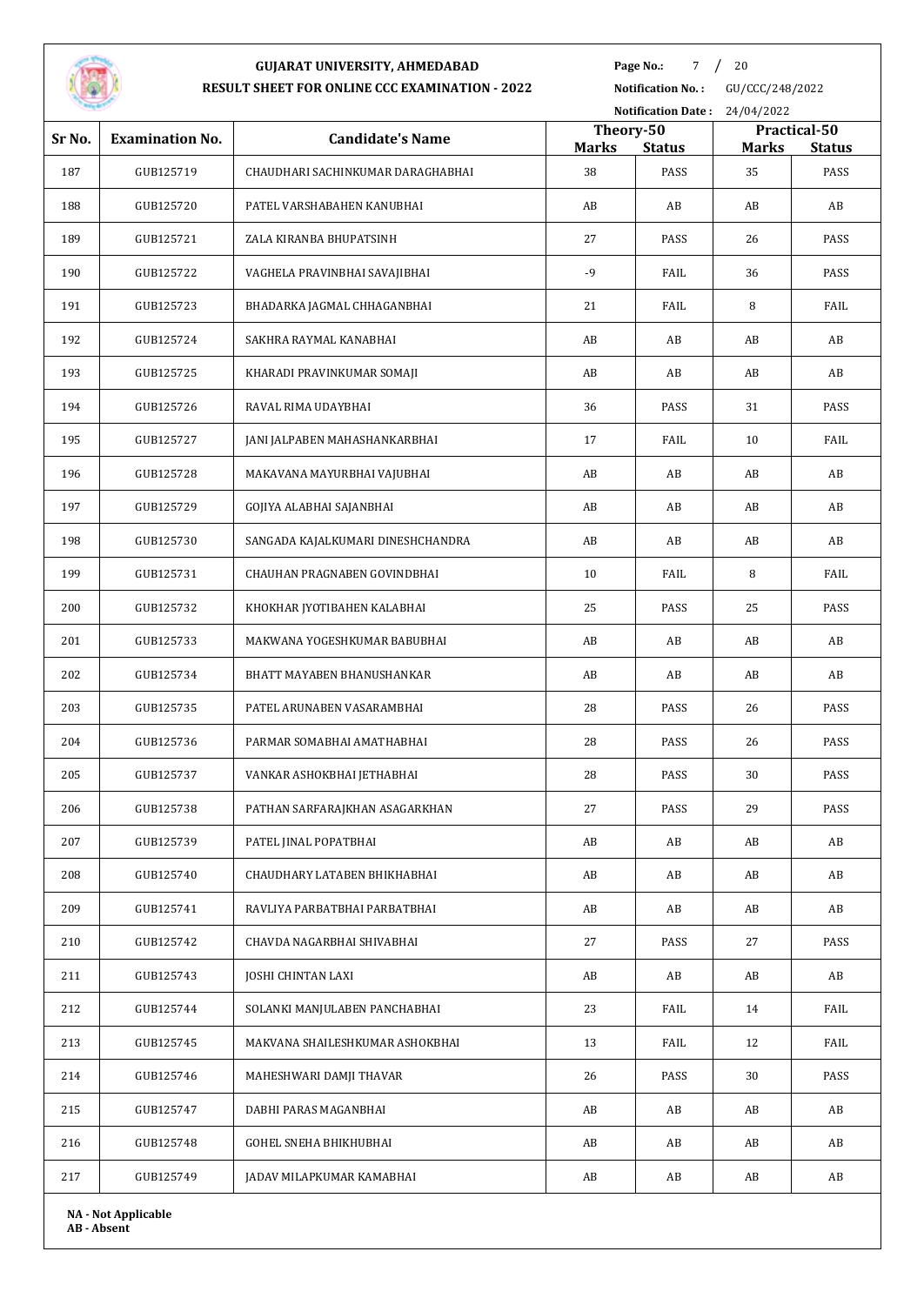# GUJARAT UNIVERSITY, AHMEDABAD

## RESULT SHEET FOR ONLINE CCC EXAMINATION - 2022

**Notification No. :** GU/CCC/248/2022

**Notification Date :** 24/04/2022

| Sr No. | Examination No. | Candidate's Name | Theory-50 | | Practical-50 | |
|---|---|---|---|---|---|---|
| | | | **Marks** | **Status** | **Marks** | **Status** |
| 187 | GUB125719 | CHAUDHARI SACHINKUMAR DARAGHABHAI | 38 | PASS | 35 | PASS |
| 188 | GUB125720 | PATEL VARSHABAHEN KANUBHAI | AB | AB | AB | AB |
| 189 | GUB125721 | ZALA KIRANBA BHUPATSINH | 27 | PASS | 26 | PASS |
| 190 | GUB125722 | VAGHELA PRAVINBHAI SAVAJIBHAI | -9 | FAIL | 36 | PASS |
| 191 | GUB125723 | BHADARKA JAGMAL CHHAGANBHAI | 21 | FAIL | 8 | FAIL |
| 192 | GUB125724 | SAKHRA RAYMAL KANABHAI | AB | AB | AB | AB |
| 193 | GUB125725 | KHARADI PRAVINKUMAR SOMAJI | AB | AB | AB | AB |
| 194 | GUB125726 | RAVAL RIMA UDAYBHAI | 36 | PASS | 31 | PASS |
| 195 | GUB125727 | JANI JALPABEN MAHASHANKARBHAI | 17 | FAIL | 10 | FAIL |
| 196 | GUB125728 | MAKAVANA MAYURBHAI VAJUBHAI | AB | AB | AB | AB |
| 197 | GUB125729 | GOJIYA ALABHAI SAJANBHAI | AB | AB | AB | AB |
| 198 | GUB125730 | SANGADA KAJALKUMARI DINESHCHANDRA | AB | AB | AB | AB |
| 199 | GUB125731 | CHAUHAN PRAGNABEN GOVINDBHAI | 10 | FAIL | 8 | FAIL |
| 200 | GUB125732 | KHOKHAR JYOTIBAHEN KALABHAI | 25 | PASS | 25 | PASS |
| 201 | GUB125733 | MAKWANA YOGESHKUMAR BABUBHAI | AB | AB | AB | AB |
| 202 | GUB125734 | BHATT MAYABEN BHANUSHANKAR | AB | AB | AB | AB |
| 203 | GUB125735 | PATEL ARUNABEN VASARAMBHAI | 28 | PASS | 26 | PASS |
| 204 | GUB125736 | PARMAR SOMABHAI AMATHABHAI | 28 | PASS | 26 | PASS |
| 205 | GUB125737 | VANKAR ASHOKBHAI JETHABHAI | 28 | PASS | 30 | PASS |
| 206 | GUB125738 | PATHAN SARFARAJKHAN ASAGARKHAN | 27 | PASS | 29 | PASS |
| 207 | GUB125739 | PATEL JINAL POPATBHAI | AB | AB | AB | AB |
| 208 | GUB125740 | CHAUDHARY LATABEN BHIKHABHAI | AB | AB | AB | AB |
| 209 | GUB125741 | RAVLIYA PARBATBHAI PARBATBHAI | AB | AB | AB | AB |
| 210 | GUB125742 | CHAVDA NAGARBHAI SHIVABHAI | 27 | PASS | 27 | PASS |
| 211 | GUB125743 | JOSHI CHINTAN LAXI | AB | AB | AB | AB |
| 212 | GUB125744 | SOLANKI MANJULABEN PANCHABHAI | 23 | FAIL | 14 | FAIL |
| 213 | GUB125745 | MAKVANA SHAILESHKUMAR ASHOKBHAI | 13 | FAIL | 12 | FAIL |
| 214 | GUB125746 | MAHESHWARI DAMJI THAVAR | 26 | PASS | 30 | PASS |
| 215 | GUB125747 | DABHI PARAS MAGANBHAI | AB | AB | AB | AB |
| 216 | GUB125748 | GOHEL SNEHA BHIKHUBHAI | AB | AB | AB | AB |
| 217 | GUB125749 | JADAV MILAPKUMAR KAMABHAI | AB | AB | AB | AB |

**NA - Not Applicable**
**AB - Absent**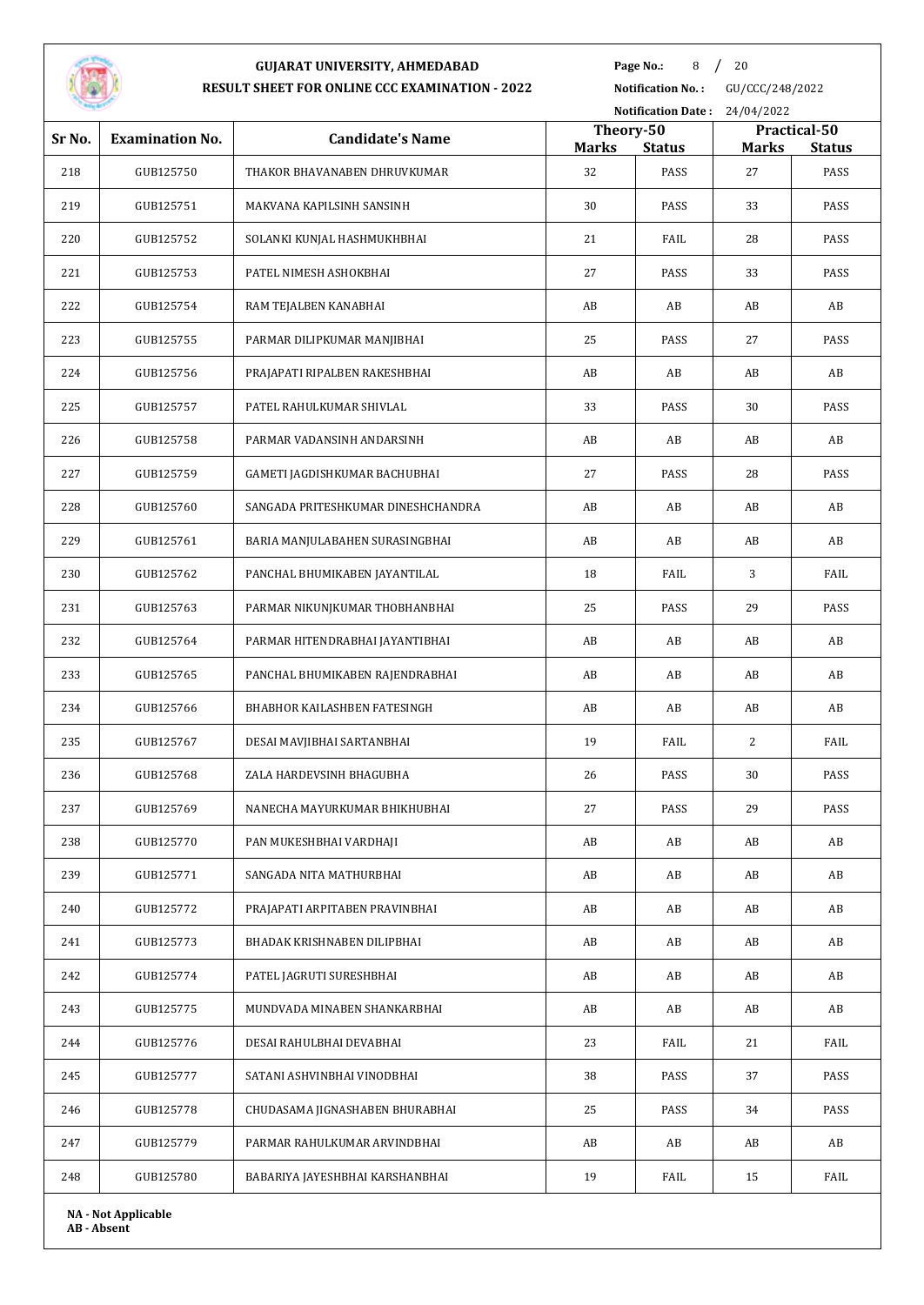# GUJARAT UNIVERSITY, AHMEDABAD

## RESULT SHEET FOR ONLINE CCC EXAMINATION - 2022

**Notification No. :** GU/CCC/248/2022

**Notification Date :** 24/04/2022

| Sr No. | Examination No. | Candidate's Name | Theory-50 | | Practical-50 | |
|---|---|---|---|---|---|---|
| | | | Marks | Status | Marks | Status |
| 218 | GUB125750 | THAKOR BHAVANABEN DHRUVKUMAR | 32 | PASS | 27 | PASS |
| 219 | GUB125751 | MAKVANA KAPILSINH SANSINH | 30 | PASS | 33 | PASS |
| 220 | GUB125752 | SOLANKI KUNJAL HASHMUKHBHAI | 21 | FAIL | 28 | PASS |
| 221 | GUB125753 | PATEL NIMESH ASHOKBHAI | 27 | PASS | 33 | PASS |
| 222 | GUB125754 | RAM TEJALBEN KANABHAI | AB | AB | AB | AB |
| 223 | GUB125755 | PARMAR DILIPKUMAR MANJIBHAI | 25 | PASS | 27 | PASS |
| 224 | GUB125756 | PRAJAPATI RIPALBEN RAKESHBHAI | AB | AB | AB | AB |
| 225 | GUB125757 | PATEL RAHULKUMAR SHIVLAL | 33 | PASS | 30 | PASS |
| 226 | GUB125758 | PARMAR VADANSINH ANDARSINH | AB | AB | AB | AB |
| 227 | GUB125759 | GAMETI JAGDISHKUMAR BACHUBHAI | 27 | PASS | 28 | PASS |
| 228 | GUB125760 | SANGADA PRITESHKUMAR DINESHCHANDRA | AB | AB | AB | AB |
| 229 | GUB125761 | BARIA MANJULABAHEN SURASINGBHAI | AB | AB | AB | AB |
| 230 | GUB125762 | PANCHAL BHUMIKABEN JAYANTILAL | 18 | FAIL | 3 | FAIL |
| 231 | GUB125763 | PARMAR NIKUNJKUMAR THOBHANBHAI | 25 | PASS | 29 | PASS |
| 232 | GUB125764 | PARMAR HITENDRABHAI JAYANTIBHAI | AB | AB | AB | AB |
| 233 | GUB125765 | PANCHAL BHUMIKABEN RAJENDRABHAI | AB | AB | AB | AB |
| 234 | GUB125766 | BHABHOR KAILASHBEN FATESINGH | AB | AB | AB | AB |
| 235 | GUB125767 | DESAI MAVJIBHAI SARTANBHAI | 19 | FAIL | 2 | FAIL |
| 236 | GUB125768 | ZALA HARDEVSINH BHAGUBHA | 26 | PASS | 30 | PASS |
| 237 | GUB125769 | NANECHA MAYURKUMAR BHIKHUBHAI | 27 | PASS | 29 | PASS |
| 238 | GUB125770 | PAN MUKESHBHAI VARDHAJI | AB | AB | AB | AB |
| 239 | GUB125771 | SANGADA NITA MATHURBHAI | AB | AB | AB | AB |
| 240 | GUB125772 | PRAJAPATI ARPITABEN PRAVINBHAI | AB | AB | AB | AB |
| 241 | GUB125773 | BHADAK KRISHNABEN DILIPBHAI | AB | AB | AB | AB |
| 242 | GUB125774 | PATEL JAGRUTI SURESHBHAI | AB | AB | AB | AB |
| 243 | GUB125775 | MUNDVADA MINABEN SHANKARBHAI | AB | AB | AB | AB |
| 244 | GUB125776 | DESAI RAHULBHAI DEVABHAI | 23 | FAIL | 21 | FAIL |
| 245 | GUB125777 | SATANI ASHVINBHAI VINODBHAI | 38 | PASS | 37 | PASS |
| 246 | GUB125778 | CHUDASAMA JIGNASHABEN BHURABHAI | 25 | PASS | 34 | PASS |
| 247 | GUB125779 | PARMAR RAHULKUMAR ARVINDBHAI | AB | AB | AB | AB |
| 248 | GUB125780 | BABARIYA JAYESHBHAI KARSHANBHAI | 19 | FAIL | 15 | FAIL |

**NA - Not Applicable**
**AB - Absent**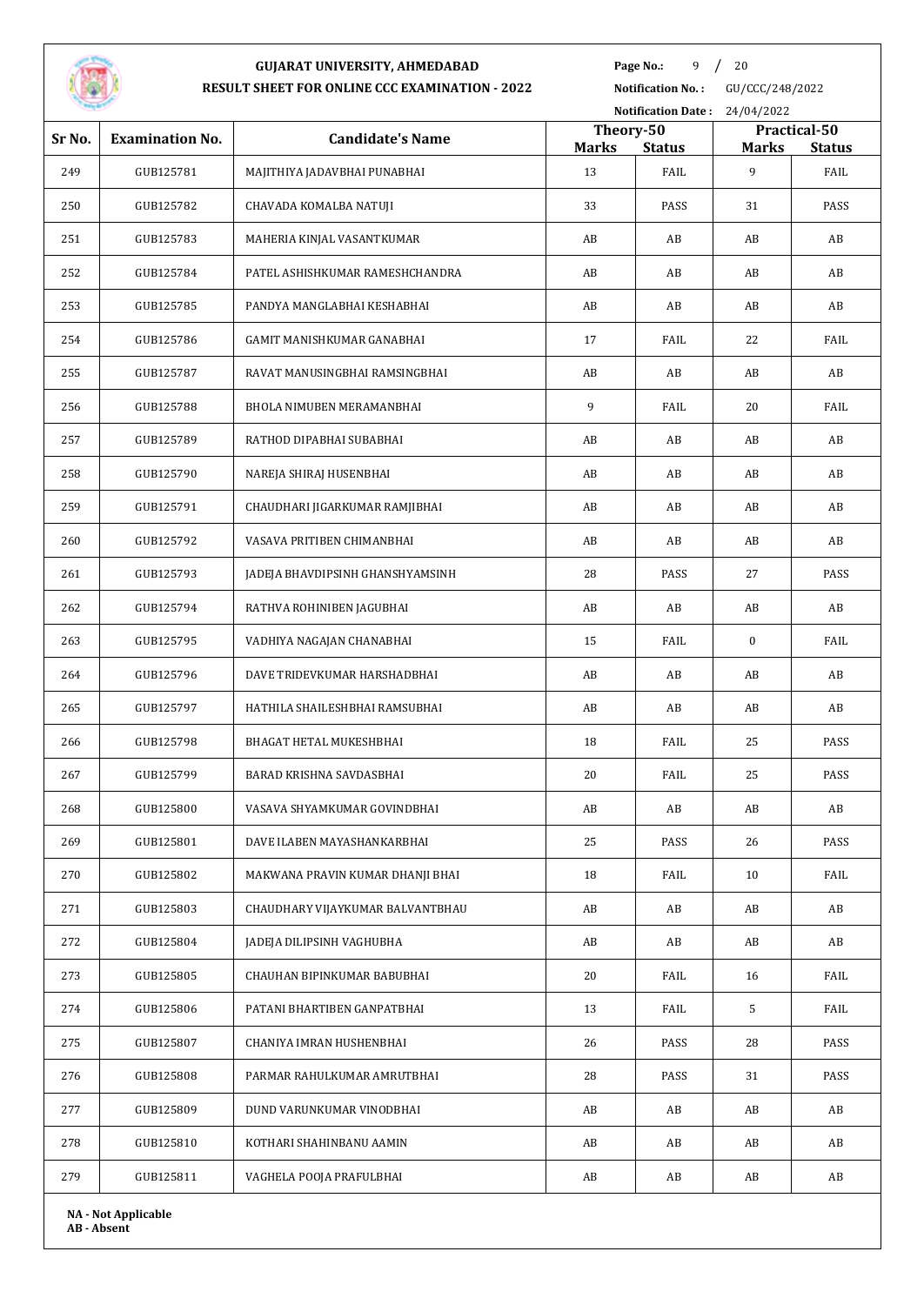# GUJARAT UNIVERSITY, AHMEDABAD

## RESULT SHEET FOR ONLINE CCC EXAMINATION - 2022

**Notification No. :** GU/CCC/248/2022

**Notification Date :** 24/04/2022

| Sr No. | Examination No. | Candidate's Name | Theory-50 | | Practical-50 | |
|---|---|---|---|---|---|---|
| | | | **Marks** | **Status** | **Marks** | **Status** |
| 249 | GUB125781 | MAJITHIYA JADAVBHAI PUNABHAI | 13 | FAIL | 9 | FAIL |
| 250 | GUB125782 | CHAVADA KOMALBA NATUJI | 33 | PASS | 31 | PASS |
| 251 | GUB125783 | MAHERIA KINJAL VASANTKUMAR | AB | AB | AB | AB |
| 252 | GUB125784 | PATEL ASHISHKUMAR RAMESHCHANDRA | AB | AB | AB | AB |
| 253 | GUB125785 | PANDYA MANGLABHAI KESHABHAI | AB | AB | AB | AB |
| 254 | GUB125786 | GAMIT MANISHKUMAR GANABHAI | 17 | FAIL | 22 | FAIL |
| 255 | GUB125787 | RAVAT MANUSINGBHAI RAMSINGBHAI | AB | AB | AB | AB |
| 256 | GUB125788 | BHOLA NIMUBEN MERAMANBHAI | 9 | FAIL | 20 | FAIL |
| 257 | GUB125789 | RATHOD DIPABHAI SUBABHAI | AB | AB | AB | AB |
| 258 | GUB125790 | NAREJA SHIRAJ HUSENBHAI | AB | AB | AB | AB |
| 259 | GUB125791 | CHAUDHARI JIGARKUMAR RAMJIBHAI | AB | AB | AB | AB |
| 260 | GUB125792 | VASAVA PRITIBEN CHIMANBHAI | AB | AB | AB | AB |
| 261 | GUB125793 | JADEJA BHAVDIPSINH GHANSHYAMSINH | 28 | PASS | 27 | PASS |
| 262 | GUB125794 | RATHVA ROHINIBEN JAGUBHAI | AB | AB | AB | AB |
| 263 | GUB125795 | VADHIYA NAGAJAN CHANABHAI | 15 | FAIL | 0 | FAIL |
| 264 | GUB125796 | DAVE TRIDEVKUMAR HARSHADBHAI | AB | AB | AB | AB |
| 265 | GUB125797 | HATHILA SHAILESHBHAI RAMSUBHAI | AB | AB | AB | AB |
| 266 | GUB125798 | BHAGAT HETAL MUKESHBHAI | 18 | FAIL | 25 | PASS |
| 267 | GUB125799 | BARAD KRISHNA SAVDASBHAI | 20 | FAIL | 25 | PASS |
| 268 | GUB125800 | VASAVA SHYAMKUMAR GOVINDBHAI | AB | AB | AB | AB |
| 269 | GUB125801 | DAVE ILABEN MAYASHANKARBHAI | 25 | PASS | 26 | PASS |
| 270 | GUB125802 | MAKWANA PRAVIN KUMAR DHANJI BHAI | 18 | FAIL | 10 | FAIL |
| 271 | GUB125803 | CHAUDHARY VIJAYKUMAR BALVANTBHAU | AB | AB | AB | AB |
| 272 | GUB125804 | JADEJA DILIPSINH VAGHUBHA | AB | AB | AB | AB |
| 273 | GUB125805 | CHAUHAN BIPINKUMAR BABUBHAI | 20 | FAIL | 16 | FAIL |
| 274 | GUB125806 | PATANI BHARTIBEN GANPATBHAI | 13 | FAIL | 5 | FAIL |
| 275 | GUB125807 | CHANIYA IMRAN HUSHENBHAI | 26 | PASS | 28 | PASS |
| 276 | GUB125808 | PARMAR RAHULKUMAR AMRUTBHAI | 28 | PASS | 31 | PASS |
| 277 | GUB125809 | DUND VARUNKUMAR VINODBHAI | AB | AB | AB | AB |
| 278 | GUB125810 | KOTHARI SHAHINBANU AAMIN | AB | AB | AB | AB |
| 279 | GUB125811 | VAGHELA POOJA PRAFULBHAI | AB | AB | AB | AB |

**NA - Not Applicable**
**AB - Absent**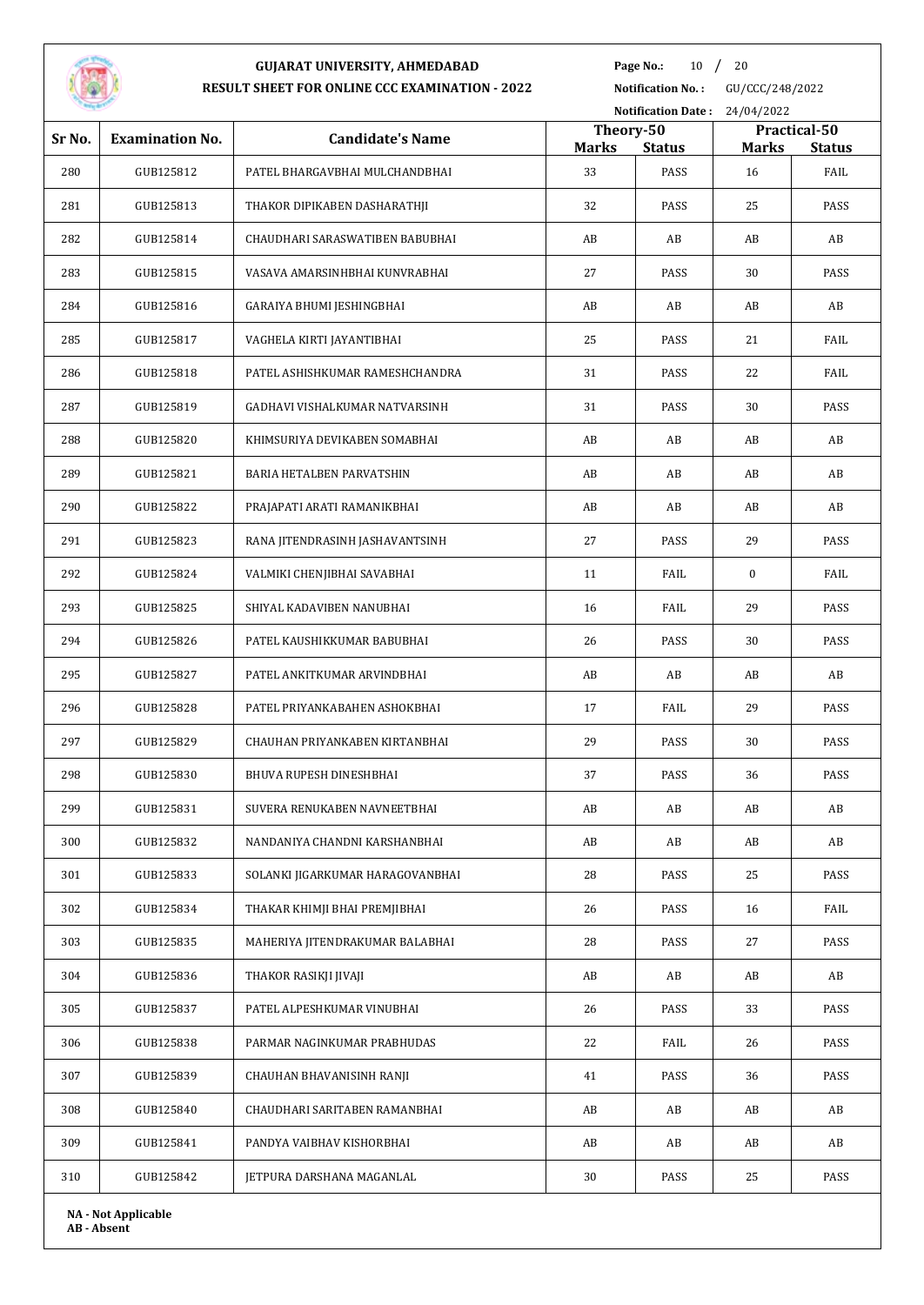# GUJARAT UNIVERSITY, AHMEDABAD

## RESULT SHEET FOR ONLINE CCC EXAMINATION - 2022

**Notification No. :** GU/CCC/248/2022

**Notification Date :** 24/04/2022

| Sr No. | Examination No. | Candidate's Name | Theory-50 | | Practical-50 | |
|---|---|---|---|---|---|---|
| | | | Marks | Status | Marks | Status |
| 280 | GUB125812 | PATEL BHARGAVBHAI MULCHANDBHAI | 33 | PASS | 16 | FAIL |
| 281 | GUB125813 | THAKOR DIPIKABEN DASHARATHJI | 32 | PASS | 25 | PASS |
| 282 | GUB125814 | CHAUDHARI SARASWATIBEN BABUBHAI | AB | AB | AB | AB |
| 283 | GUB125815 | VASAVA AMARSINHBHAI KUNVRABHAI | 27 | PASS | 30 | PASS |
| 284 | GUB125816 | GARAIYA BHUMI JESHINGBHAI | AB | AB | AB | AB |
| 285 | GUB125817 | VAGHELA KIRTI JAYANTIBHAI | 25 | PASS | 21 | FAIL |
| 286 | GUB125818 | PATEL ASHISHKUMAR RAMESHCHANDRA | 31 | PASS | 22 | FAIL |
| 287 | GUB125819 | GADHAVI VISHALKUMAR NATVARSINH | 31 | PASS | 30 | PASS |
| 288 | GUB125820 | KHIMSURIYA DEVIKABEN SOMABHAI | AB | AB | AB | AB |
| 289 | GUB125821 | BARIA HETALBEN PARVATSHIN | AB | AB | AB | AB |
| 290 | GUB125822 | PRAJAPATI ARATI RAMANIKBHAI | AB | AB | AB | AB |
| 291 | GUB125823 | RANA JITENDRASINH JASHAVANTSINH | 27 | PASS | 29 | PASS |
| 292 | GUB125824 | VALMIKI CHENJIBHAI SAVABHAI | 11 | FAIL | 0 | FAIL |
| 293 | GUB125825 | SHIYAL KADAVIBEN NANUBHAI | 16 | FAIL | 29 | PASS |
| 294 | GUB125826 | PATEL KAUSHIKKUMAR BABUBHAI | 26 | PASS | 30 | PASS |
| 295 | GUB125827 | PATEL ANKITKUMAR ARVINDBHAI | AB | AB | AB | AB |
| 296 | GUB125828 | PATEL PRIYANKABAHEN ASHOKBHAI | 17 | FAIL | 29 | PASS |
| 297 | GUB125829 | CHAUHAN PRIYANKABEN KIRTANBHAI | 29 | PASS | 30 | PASS |
| 298 | GUB125830 | BHUVA RUPESH DINESHBHAI | 37 | PASS | 36 | PASS |
| 299 | GUB125831 | SUVERA RENUKABEN NAVNEETBHAI | AB | AB | AB | AB |
| 300 | GUB125832 | NANDANIYA CHANDNI KARSHANBHAI | AB | AB | AB | AB |
| 301 | GUB125833 | SOLANKI JIGARKUMAR HARAGOVANBHAI | 28 | PASS | 25 | PASS |
| 302 | GUB125834 | THAKAR KHIMJI BHAI PREMJIBHAI | 26 | PASS | 16 | FAIL |
| 303 | GUB125835 | MAHERIYA JITENDRAKUMAR BALABHAI | 28 | PASS | 27 | PASS |
| 304 | GUB125836 | THAKOR RASIKJI JIVAJI | AB | AB | AB | AB |
| 305 | GUB125837 | PATEL ALPESHKUMAR VINUBHAI | 26 | PASS | 33 | PASS |
| 306 | GUB125838 | PARMAR NAGINKUMAR PRABHUDAS | 22 | FAIL | 26 | PASS |
| 307 | GUB125839 | CHAUHAN BHAVANISINH RANJI | 41 | PASS | 36 | PASS |
| 308 | GUB125840 | CHAUDHARI SARITABEN RAMANBHAI | AB | AB | AB | AB |
| 309 | GUB125841 | PANDYA VAIBHAV KISHORBHAI | AB | AB | AB | AB |
| 310 | GUB125842 | JETPURA DARSHANA MAGANLAL | 30 | PASS | 25 | PASS |

**NA - Not Applicable**
**AB - Absent**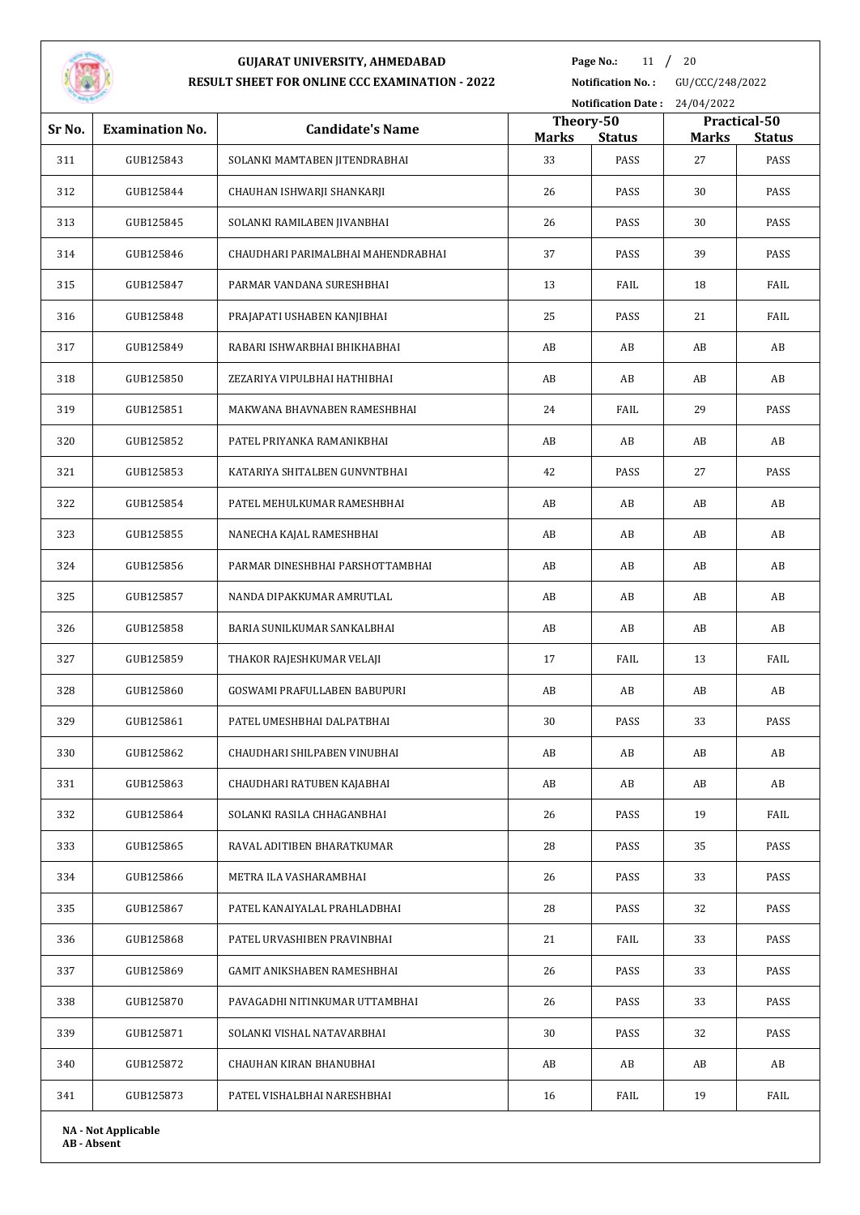# GUJARAT UNIVERSITY, AHMEDABAD

## RESULT SHEET FOR ONLINE CCC EXAMINATION - 2022

**Notification No. :** GU/CCC/248/2022

**Notification Date :** 24/04/2022

| Sr No. | Examination No. | Candidate's Name | Theory-50 | | Practical-50 | |
|---|---|---|---|---|---|---|
| | | | Marks | Status | Marks | Status |
| 311 | GUB125843 | SOLANKI MAMTABEN JITENDRABHAI | 33 | PASS | 27 | PASS |
| 312 | GUB125844 | CHAUHAN ISHWARJI SHANKARJI | 26 | PASS | 30 | PASS |
| 313 | GUB125845 | SOLANKI RAMILABEN JIVANBHAI | 26 | PASS | 30 | PASS |
| 314 | GUB125846 | CHAUDHARI PARIMALBHAI MAHENDRABHAI | 37 | PASS | 39 | PASS |
| 315 | GUB125847 | PARMAR VANDANA SURESHBHAI | 13 | FAIL | 18 | FAIL |
| 316 | GUB125848 | PRAJAPATI USHABEN KANJIBHAI | 25 | PASS | 21 | FAIL |
| 317 | GUB125849 | RABARI ISHWARBHAI BHIKHABHAI | AB | AB | AB | AB |
| 318 | GUB125850 | ZEZARIYA VIPULBHAI HATHIBHAI | AB | AB | AB | AB |
| 319 | GUB125851 | MAKWANA BHAVNABEN RAMESHBHAI | 24 | FAIL | 29 | PASS |
| 320 | GUB125852 | PATEL PRIYANKA RAMANIKBHAI | AB | AB | AB | AB |
| 321 | GUB125853 | KATARIYA SHITALBEN GUNVNTBHAI | 42 | PASS | 27 | PASS |
| 322 | GUB125854 | PATEL MEHULKUMAR RAMESHBHAI | AB | AB | AB | AB |
| 323 | GUB125855 | NANECHA KAJAL RAMESHBHAI | AB | AB | AB | AB |
| 324 | GUB125856 | PARMAR DINESHBHAI PARSHOTTAMBHAI | AB | AB | AB | AB |
| 325 | GUB125857 | NANDA DIPAKKUMAR AMRUTLAL | AB | AB | AB | AB |
| 326 | GUB125858 | BARIA SUNILKUMAR SANKALBHAI | AB | AB | AB | AB |
| 327 | GUB125859 | THAKOR RAJESHKUMAR VELAJI | 17 | FAIL | 13 | FAIL |
| 328 | GUB125860 | GOSWAMI PRAFULLABEN BABUPURI | AB | AB | AB | AB |
| 329 | GUB125861 | PATEL UMESHBHAI DALPATBHAI | 30 | PASS | 33 | PASS |
| 330 | GUB125862 | CHAUDHARI SHILPABEN VINUBHAI | AB | AB | AB | AB |
| 331 | GUB125863 | CHAUDHARI RATUBEN KAJABHAI | AB | AB | AB | AB |
| 332 | GUB125864 | SOLANKI RASILA CHHAGANBHAI | 26 | PASS | 19 | FAIL |
| 333 | GUB125865 | RAVAL ADITIBEN BHARATKUMAR | 28 | PASS | 35 | PASS |
| 334 | GUB125866 | METRA ILA VASHARAMBHAI | 26 | PASS | 33 | PASS |
| 335 | GUB125867 | PATEL KANAIYALAL PRAHLADBHAI | 28 | PASS | 32 | PASS |
| 336 | GUB125868 | PATEL URVASHIBEN PRAVINBHAI | 21 | FAIL | 33 | PASS |
| 337 | GUB125869 | GAMIT ANIKSHABEN RAMESHBHAI | 26 | PASS | 33 | PASS |
| 338 | GUB125870 | PAVAGADHI NITINKUMAR UTTAMBHAI | 26 | PASS | 33 | PASS |
| 339 | GUB125871 | SOLANKI VISHAL NATAVARBHAI | 30 | PASS | 32 | PASS |
| 340 | GUB125872 | CHAUHAN KIRAN BHANUBHAI | AB | AB | AB | AB |
| 341 | GUB125873 | PATEL VISHALBHAI NARESHBHAI | 16 | FAIL | 19 | FAIL |

**NA - Not Applicable**
**AB - Absent**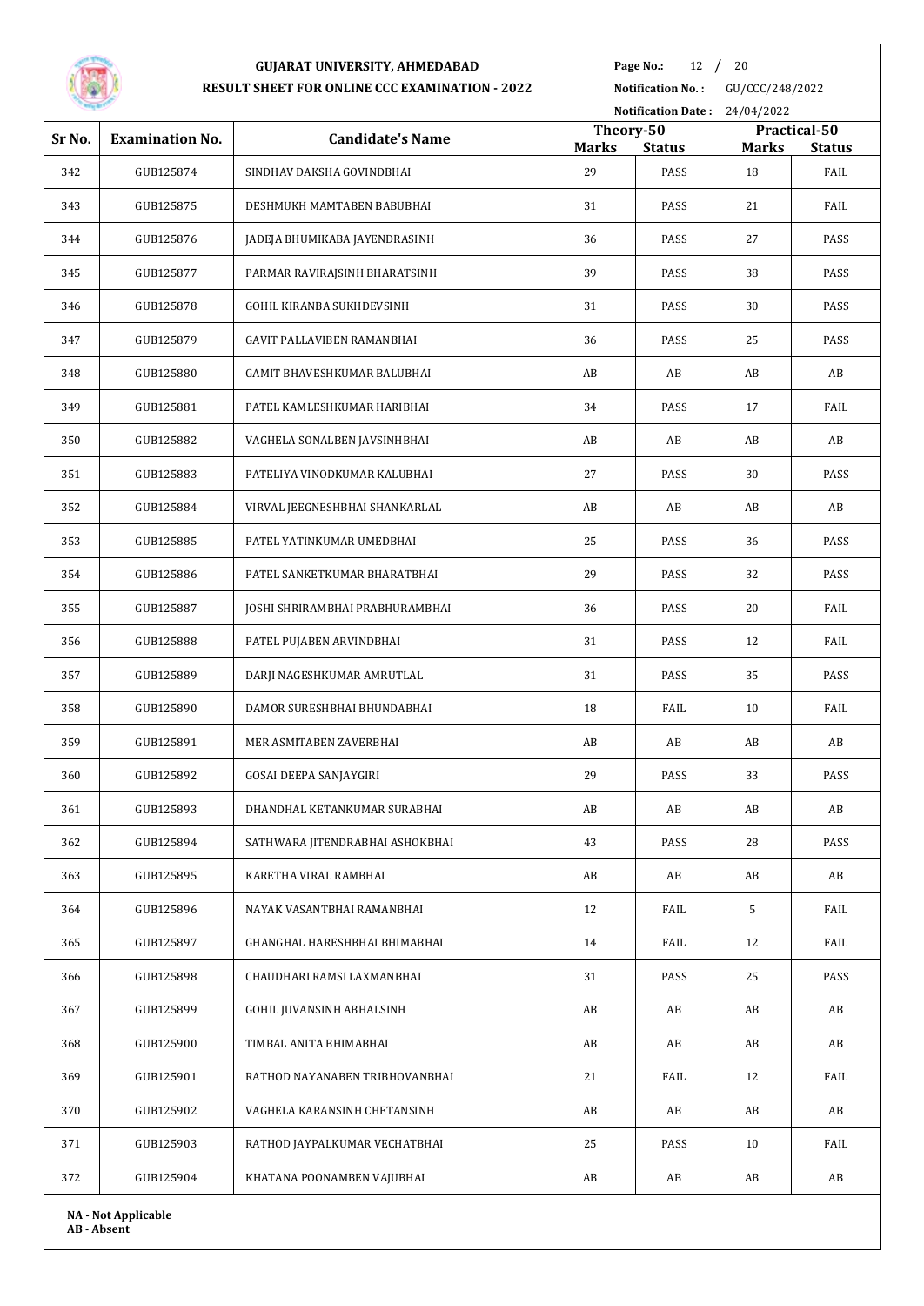# GUJARAT UNIVERSITY, AHMEDABAD

## RESULT SHEET FOR ONLINE CCC EXAMINATION - 2022

**Notification No. :** GU/CCC/248/2022

**Notification Date :** 24/04/2022

| Sr No. | Examination No. | Candidate's Name | Theory-50 | | Practical-50 | |
|---|---|---|---|---|---|---|
| | | | Marks | Status | Marks | Status |
| 342 | GUB125874 | SINDHAV DAKSHA GOVINDBHAI | 29 | PASS | 18 | FAIL |
| 343 | GUB125875 | DESHMUKH MAMTABEN BABUBHAI | 31 | PASS | 21 | FAIL |
| 344 | GUB125876 | JADEJA BHUMIKABA JAYENDRASINH | 36 | PASS | 27 | PASS |
| 345 | GUB125877 | PARMAR RAVIRAJSINH BHARATSINH | 39 | PASS | 38 | PASS |
| 346 | GUB125878 | GOHIL KIRANBA SUKHDEVSINH | 31 | PASS | 30 | PASS |
| 347 | GUB125879 | GAVIT PALLAVIBEN RAMANBHAI | 36 | PASS | 25 | PASS |
| 348 | GUB125880 | GAMIT BHAVESHKUMAR BALUBHAI | AB | AB | AB | AB |
| 349 | GUB125881 | PATEL KAMLESHKUMAR HARIBHAI | 34 | PASS | 17 | FAIL |
| 350 | GUB125882 | VAGHELA SONALBEN JAVSINHBHAI | AB | AB | AB | AB |
| 351 | GUB125883 | PATELIYA VINODKUMAR KALUBHAI | 27 | PASS | 30 | PASS |
| 352 | GUB125884 | VIRVAL JEEGNESHBHAI SHANKARLAL | AB | AB | AB | AB |
| 353 | GUB125885 | PATEL YATINKUMAR UMEDBHAI | 25 | PASS | 36 | PASS |
| 354 | GUB125886 | PATEL SANKETKUMAR BHARATBHAI | 29 | PASS | 32 | PASS |
| 355 | GUB125887 | JOSHI SHRIRAMBHAI PRABHURAMBHAI | 36 | PASS | 20 | FAIL |
| 356 | GUB125888 | PATEL PUJABEN ARVINDBHAI | 31 | PASS | 12 | FAIL |
| 357 | GUB125889 | DARJI NAGESHKUMAR AMRUTLAL | 31 | PASS | 35 | PASS |
| 358 | GUB125890 | DAMOR SURESHBHAI BHUNDABHAI | 18 | FAIL | 10 | FAIL |
| 359 | GUB125891 | MER ASMITABEN ZAVERBHAI | AB | AB | AB | AB |
| 360 | GUB125892 | GOSAI DEEPA SANJAYGIRI | 29 | PASS | 33 | PASS |
| 361 | GUB125893 | DHANDHAL KETANKUMAR SURABHAI | AB | AB | AB | AB |
| 362 | GUB125894 | SATHWARA JITENDRABHAI ASHOKBHAI | 43 | PASS | 28 | PASS |
| 363 | GUB125895 | KARETHA VIRAL RAMBHAI | AB | AB | AB | AB |
| 364 | GUB125896 | NAYAK VASANTBHAI RAMANBHAI | 12 | FAIL | 5 | FAIL |
| 365 | GUB125897 | GHANGHAL HARESHBHAI BHIMABHAI | 14 | FAIL | 12 | FAIL |
| 366 | GUB125898 | CHAUDHARI RAMSI LAXMANBHAI | 31 | PASS | 25 | PASS |
| 367 | GUB125899 | GOHIL JUVANSINH ABHALSINH | AB | AB | AB | AB |
| 368 | GUB125900 | TIMBAL ANITA BHIMABHAI | AB | AB | AB | AB |
| 369 | GUB125901 | RATHOD NAYANABEN TRIBHOVANBHAI | 21 | FAIL | 12 | FAIL |
| 370 | GUB125902 | VAGHELA KARANSINH CHETANSINH | AB | AB | AB | AB |
| 371 | GUB125903 | RATHOD JAYPALKUMAR VECHATBHAI | 25 | PASS | 10 | FAIL |
| 372 | GUB125904 | KHATANA POONAMBEN VAJUBHAI | AB | AB | AB | AB |

**NA - Not Applicable**
**AB - Absent**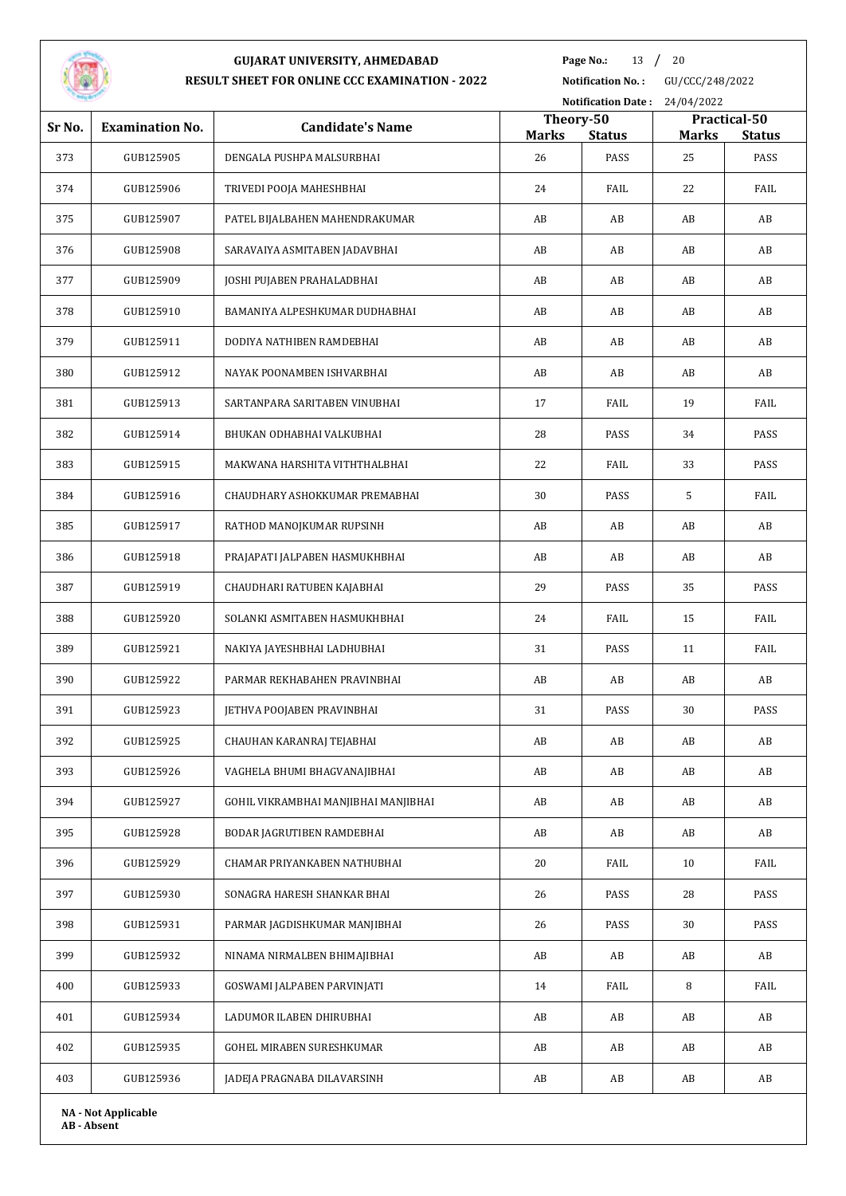# GUJARAT UNIVERSITY, AHMEDABAD

## RESULT SHEET FOR ONLINE CCC EXAMINATION - 2022

**Notification No. :** GU/CCC/248/2022

**Notification Date :** 24/04/2022

| Sr No. | Examination No. | Candidate's Name | Theory-50 | | Practical-50 | |
|---|---|---|---|---|---|---|
| | | | Marks | Status | Marks | Status |
| 373 | GUB125905 | DENGALA PUSHPA MALSURBHAI | 26 | PASS | 25 | PASS |
| 374 | GUB125906 | TRIVEDI POOJA MAHESHBHAI | 24 | FAIL | 22 | FAIL |
| 375 | GUB125907 | PATEL BIJALBAHEN MAHENDRAKUMAR | AB | AB | AB | AB |
| 376 | GUB125908 | SARAVAIYA ASMITABEN JADAVBHAI | AB | AB | AB | AB |
| 377 | GUB125909 | JOSHI PUJABEN PRAHALADBHAI | AB | AB | AB | AB |
| 378 | GUB125910 | BAMANIYA ALPESHKUMAR DUDHABHAI | AB | AB | AB | AB |
| 379 | GUB125911 | DODIYA NATHIBEN RAMDEBHAI | AB | AB | AB | AB |
| 380 | GUB125912 | NAYAK POONAMBEN ISHVARBHAI | AB | AB | AB | AB |
| 381 | GUB125913 | SARTANPARA SARITABEN VINUBHAI | 17 | FAIL | 19 | FAIL |
| 382 | GUB125914 | BHUKAN ODHABHAI VALKUBHAI | 28 | PASS | 34 | PASS |
| 383 | GUB125915 | MAKWANA HARSHITA VITHTHALBHAI | 22 | FAIL | 33 | PASS |
| 384 | GUB125916 | CHAUDHARY ASHOKKUMAR PREMABHAI | 30 | PASS | 5 | FAIL |
| 385 | GUB125917 | RATHOD MANOJKUMAR RUPSINH | AB | AB | AB | AB |
| 386 | GUB125918 | PRAJAPATI JALPABEN HASMUKHBHAI | AB | AB | AB | AB |
| 387 | GUB125919 | CHAUDHARI RATUBEN KAJABHAI | 29 | PASS | 35 | PASS |
| 388 | GUB125920 | SOLANKI ASMITABEN HASMUKHBHAI | 24 | FAIL | 15 | FAIL |
| 389 | GUB125921 | NAKIYA JAYESHBHAI LADHUBHAI | 31 | PASS | 11 | FAIL |
| 390 | GUB125922 | PARMAR REKHABAHEN PRAVINBHAI | AB | AB | AB | AB |
| 391 | GUB125923 | JETHVA POOJABEN PRAVINBHAI | 31 | PASS | 30 | PASS |
| 392 | GUB125925 | CHAUHAN KARANRAJ TEJABHAI | AB | AB | AB | AB |
| 393 | GUB125926 | VAGHELA BHUMI BHAGVANAJIBHAI | AB | AB | AB | AB |
| 394 | GUB125927 | GOHIL VIKRAMBHAI MANJIBHAI MANJIBHAI | AB | AB | AB | AB |
| 395 | GUB125928 | BODAR JAGRUTIBEN RAMDEBHAI | AB | AB | AB | AB |
| 396 | GUB125929 | CHAMAR PRIYANKABEN NATHUBHAI | 20 | FAIL | 10 | FAIL |
| 397 | GUB125930 | SONAGRA HARESH SHANKAR BHAI | 26 | PASS | 28 | PASS |
| 398 | GUB125931 | PARMAR JAGDISHKUMAR MANJIBHAI | 26 | PASS | 30 | PASS |
| 399 | GUB125932 | NINAMA NIRMALBEN BHIMAJIBHAI | AB | AB | AB | AB |
| 400 | GUB125933 | GOSWAMI JALPABEN PARVINJATI | 14 | FAIL | 8 | FAIL |
| 401 | GUB125934 | LADUMOR ILABEN DHIRUBHAI | AB | AB | AB | AB |
| 402 | GUB125935 | GOHEL MIRABEN SURESHKUMAR | AB | AB | AB | AB |
| 403 | GUB125936 | JADEJA PRAGNABA DILAVARSINH | AB | AB | AB | AB |

**NA - Not Applicable**
**AB - Absent**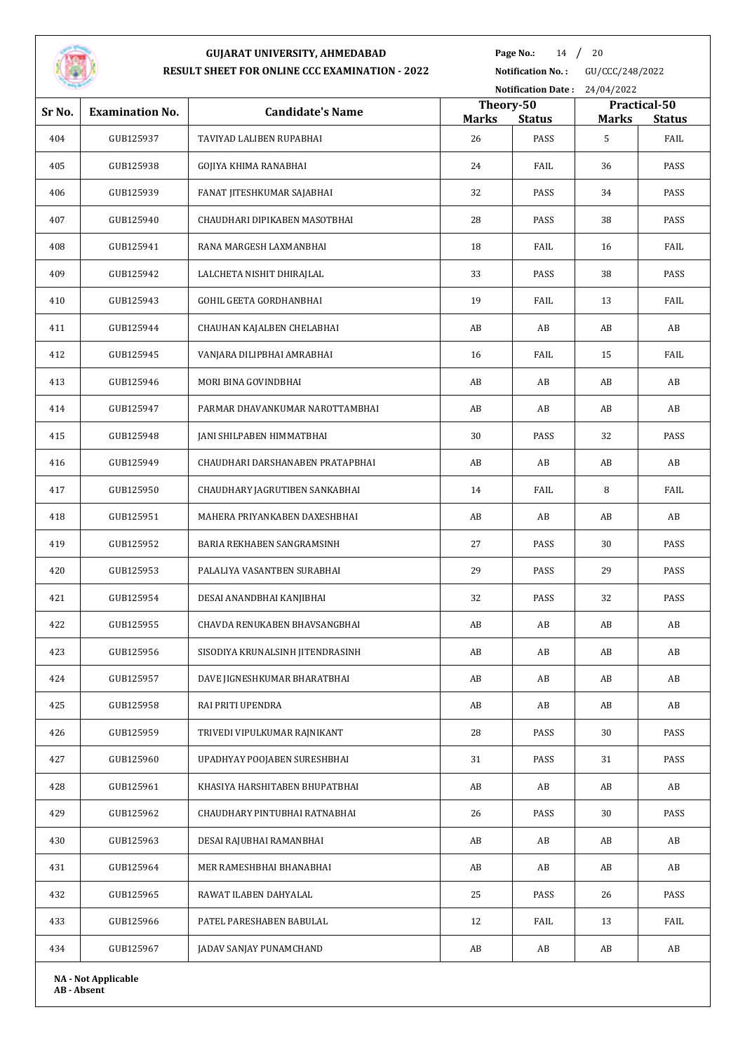# GUJARAT UNIVERSITY, AHMEDABAD

## RESULT SHEET FOR ONLINE CCC EXAMINATION - 2022

**Notification No. :** GU/CCC/248/2022

**Notification Date :** 24/04/2022

| Sr No. | Examination No. | Candidate's Name | Theory-50 | | Practical-50 | |
|---|---|---|---|---|---|---|
| | | | **Marks** | **Status** | **Marks** | **Status** |
| 404 | GUB125937 | TAVIYAD LALIBEN RUPABHAI | 26 | PASS | 5 | FAIL |
| 405 | GUB125938 | GOJIYA KHIMA RANABHAI | 24 | FAIL | 36 | PASS |
| 406 | GUB125939 | FANAT JITESHKUMAR SAJABHAI | 32 | PASS | 34 | PASS |
| 407 | GUB125940 | CHAUDHARI DIPIKABEN MASOTBHAI | 28 | PASS | 38 | PASS |
| 408 | GUB125941 | RANA MARGESH LAXMANBHAI | 18 | FAIL | 16 | FAIL |
| 409 | GUB125942 | LALCHETA NISHIT DHIRAJLAL | 33 | PASS | 38 | PASS |
| 410 | GUB125943 | GOHIL GEETA GORDHANBHAI | 19 | FAIL | 13 | FAIL |
| 411 | GUB125944 | CHAUHAN KAJALBEN CHELABHAI | AB | AB | AB | AB |
| 412 | GUB125945 | VANJARA DILIPBHAI AMRABHAI | 16 | FAIL | 15 | FAIL |
| 413 | GUB125946 | MORI BINA GOVINDBHAI | AB | AB | AB | AB |
| 414 | GUB125947 | PARMAR DHAVANKUMAR NAROTTAMBHAI | AB | AB | AB | AB |
| 415 | GUB125948 | JANI SHILPABEN HIMMATBHAI | 30 | PASS | 32 | PASS |
| 416 | GUB125949 | CHAUDHARI DARSHANABEN PRATAPBHAI | AB | AB | AB | AB |
| 417 | GUB125950 | CHAUDHARY JAGRUTIBEN SANKABHAI | 14 | FAIL | 8 | FAIL |
| 418 | GUB125951 | MAHERA PRIYANKABEN DAXESHBHAI | AB | AB | AB | AB |
| 419 | GUB125952 | BARIA REKHABEN SANGRAMSINH | 27 | PASS | 30 | PASS |
| 420 | GUB125953 | PALALIYA VASANTBEN SURABHAI | 29 | PASS | 29 | PASS |
| 421 | GUB125954 | DESAI ANANDBHAI KANJIBHAI | 32 | PASS | 32 | PASS |
| 422 | GUB125955 | CHAVDA RENUKABEN BHAVSANGBHAI | AB | AB | AB | AB |
| 423 | GUB125956 | SISODIYA KRUNALSINH JITENDRASINH | AB | AB | AB | AB |
| 424 | GUB125957 | DAVE JIGNESHKUMAR BHARATBHAI | AB | AB | AB | AB |
| 425 | GUB125958 | RAI PRITI UPENDRA | AB | AB | AB | AB |
| 426 | GUB125959 | TRIVEDI VIPULKUMAR RAJNIKANT | 28 | PASS | 30 | PASS |
| 427 | GUB125960 | UPADHYAY POOJABEN SURESHBHAI | 31 | PASS | 31 | PASS |
| 428 | GUB125961 | KHASIYA HARSHITABEN BHUPATBHAI | AB | AB | AB | AB |
| 429 | GUB125962 | CHAUDHARY PINTUBHAI RATNABHAI | 26 | PASS | 30 | PASS |
| 430 | GUB125963 | DESAI RAJUBHAI RAMANBHAI | AB | AB | AB | AB |
| 431 | GUB125964 | MER RAMESHBHAI BHANABHAI | AB | AB | AB | AB |
| 432 | GUB125965 | RAWAT ILABEN DAHYALAL | 25 | PASS | 26 | PASS |
| 433 | GUB125966 | PATEL PARESHABEN BABULAL | 12 | FAIL | 13 | FAIL |
| 434 | GUB125967 | JADAV SANJAY PUNAMCHAND | AB | AB | AB | AB |

**NA - Not Applicable**
**AB - Absent**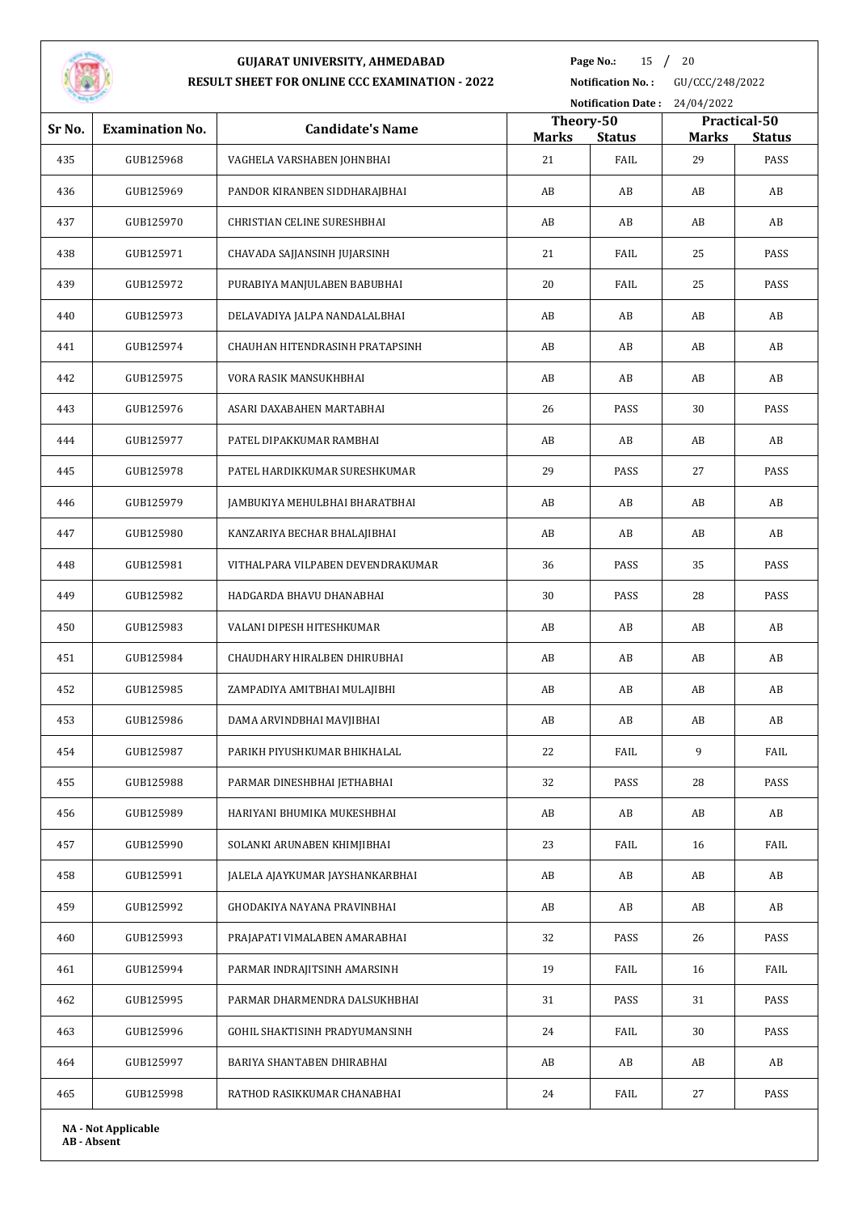# GUJARAT UNIVERSITY, AHMEDABAD

## RESULT SHEET FOR ONLINE CCC EXAMINATION - 2022

**Notification No. :** GU/CCC/248/2022

**Notification Date :** 24/04/2022

| Sr No. | Examination No. | Candidate's Name | Theory-50 | | Practical-50 | |
|---|---|---|---|---|---|---|
| | | | Marks | Status | Marks | Status |
| 435 | GUB125968 | VAGHELA VARSHABEN JOHNBHAI | 21 | FAIL | 29 | PASS |
| 436 | GUB125969 | PANDOR KIRANBEN SIDDHARAJBHAI | AB | AB | AB | AB |
| 437 | GUB125970 | CHRISTIAN CELINE SURESHBHAI | AB | AB | AB | AB |
| 438 | GUB125971 | CHAVADA SAJJANSINH JUJARSINH | 21 | FAIL | 25 | PASS |
| 439 | GUB125972 | PURABIYA MANJULABEN BABUBHAI | 20 | FAIL | 25 | PASS |
| 440 | GUB125973 | DELAVADIYA JALPA NANDALALBHAI | AB | AB | AB | AB |
| 441 | GUB125974 | CHAUHAN HITENDRASINH PRATAPSINH | AB | AB | AB | AB |
| 442 | GUB125975 | VORA RASIK MANSUKHBHAI | AB | AB | AB | AB |
| 443 | GUB125976 | ASARI DAXABAHEN MARTABHAI | 26 | PASS | 30 | PASS |
| 444 | GUB125977 | PATEL DIPAKKUMAR RAMBHAI | AB | AB | AB | AB |
| 445 | GUB125978 | PATEL HARDIKKUMAR SURESHKUMAR | 29 | PASS | 27 | PASS |
| 446 | GUB125979 | JAMBUKIYA MEHULBHAI BHARATBHAI | AB | AB | AB | AB |
| 447 | GUB125980 | KANZARIYA BECHAR BHALAJIBHAI | AB | AB | AB | AB |
| 448 | GUB125981 | VITHALPARA VILPABEN DEVENDRAKUMAR | 36 | PASS | 35 | PASS |
| 449 | GUB125982 | HADGARDA BHAVU DHANABHAI | 30 | PASS | 28 | PASS |
| 450 | GUB125983 | VALANI DIPESH HITESHKUMAR | AB | AB | AB | AB |
| 451 | GUB125984 | CHAUDHARY HIRALBEN DHIRUBHAI | AB | AB | AB | AB |
| 452 | GUB125985 | ZAMPADIYA AMITBHAI MULAJIBHI | AB | AB | AB | AB |
| 453 | GUB125986 | DAMA ARVINDBHAI MAVJIBHAI | AB | AB | AB | AB |
| 454 | GUB125987 | PARIKH PIYUSHKUMAR BHIKHALAL | 22 | FAIL | 9 | FAIL |
| 455 | GUB125988 | PARMAR DINESHBHAI JETHABHAI | 32 | PASS | 28 | PASS |
| 456 | GUB125989 | HARIYANI BHUMIKA MUKESHBHAI | AB | AB | AB | AB |
| 457 | GUB125990 | SOLANKI ARUNABEN KHIMJIBHAI | 23 | FAIL | 16 | FAIL |
| 458 | GUB125991 | JALELA AJAYKUMAR JAYSHANKARBHAI | AB | AB | AB | AB |
| 459 | GUB125992 | GHODAKIYA NAYANA PRAVINBHAI | AB | AB | AB | AB |
| 460 | GUB125993 | PRAJAPATI VIMALABEN AMARABHAI | 32 | PASS | 26 | PASS |
| 461 | GUB125994 | PARMAR INDRAJITSINH AMARSINH | 19 | FAIL | 16 | FAIL |
| 462 | GUB125995 | PARMAR DHARMENDRA DALSUKHBHAI | 31 | PASS | 31 | PASS |
| 463 | GUB125996 | GOHIL SHAKTISINH PRADYUMANSINH | 24 | FAIL | 30 | PASS |
| 464 | GUB125997 | BARIYA SHANTABEN DHIRABHAI | AB | AB | AB | AB |
| 465 | GUB125998 | RATHOD RASIKKUMAR CHANABHAI | 24 | FAIL | 27 | PASS |

**NA - Not Applicable**
**AB - Absent**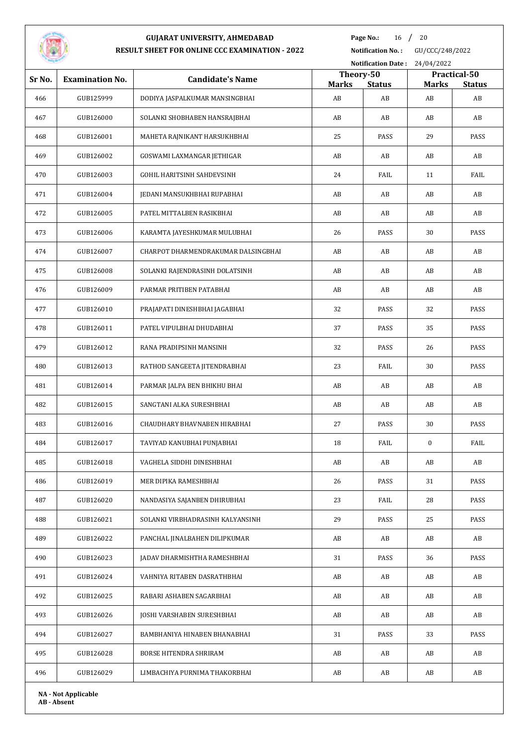# GUJARAT UNIVERSITY, AHMEDABAD

## RESULT SHEET FOR ONLINE CCC EXAMINATION - 2022

**Notification No. :** GU/CCC/248/2022

**Notification Date :** 24/04/2022

| Sr No. | Examination No. | Candidate's Name | Theory-50 | | Practical-50 | |
|---|---|---|---|---|---|---|
| | | | **Marks** | **Status** | **Marks** | **Status** |
| 466 | GUB125999 | DODIYA JASPALKUMAR MANSINGBHAI | AB | AB | AB | AB |
| 467 | GUB126000 | SOLANKI SHOBHABEN HANSRAJBHAI | AB | AB | AB | AB |
| 468 | GUB126001 | MAHETA RAJNIKANT HARSUKHBHAI | 25 | PASS | 29 | PASS |
| 469 | GUB126002 | GOSWAMI LAXMANGAR JETHIGAR | AB | AB | AB | AB |
| 470 | GUB126003 | GOHIL HARITSINH SAHDEVSINH | 24 | FAIL | 11 | FAIL |
| 471 | GUB126004 | JEDANI MANSUKHBHAI RUPABHAI | AB | AB | AB | AB |
| 472 | GUB126005 | PATEL MITTALBEN RASIKBHAI | AB | AB | AB | AB |
| 473 | GUB126006 | KARAMTA JAYESHKUMAR MULUBHAI | 26 | PASS | 30 | PASS |
| 474 | GUB126007 | CHARPOT DHARMENDRAKUMAR DALSINGBHAI | AB | AB | AB | AB |
| 475 | GUB126008 | SOLANKI RAJENDRASINH DOLATSINH | AB | AB | AB | AB |
| 476 | GUB126009 | PARMAR PRITIBEN PATABHAI | AB | AB | AB | AB |
| 477 | GUB126010 | PRAJAPATI DINESHBHAI JAGABHAI | 32 | PASS | 32 | PASS |
| 478 | GUB126011 | PATEL VIPULBHAI DHUDABHAI | 37 | PASS | 35 | PASS |
| 479 | GUB126012 | RANA PRADIPSINH MANSINH | 32 | PASS | 26 | PASS |
| 480 | GUB126013 | RATHOD SANGEETA JITENDRABHAI | 23 | FAIL | 30 | PASS |
| 481 | GUB126014 | PARMAR JALPA BEN BHIKHU BHAI | AB | AB | AB | AB |
| 482 | GUB126015 | SANGTANI ALKA SURESHBHAI | AB | AB | AB | AB |
| 483 | GUB126016 | CHAUDHARY BHAVNABEN HIRABHAI | 27 | PASS | 30 | PASS |
| 484 | GUB126017 | TAVIYAD KANUBHAI PUNJABHAI | 18 | FAIL | 0 | FAIL |
| 485 | GUB126018 | VAGHELA SIDDHI DINESHBHAI | AB | AB | AB | AB |
| 486 | GUB126019 | MER DIPIKA RAMESHBHAI | 26 | PASS | 31 | PASS |
| 487 | GUB126020 | NANDASIYA SAJANBEN DHIRUBHAI | 23 | FAIL | 28 | PASS |
| 488 | GUB126021 | SOLANKI VIRBHADRASINH KALYANSINH | 29 | PASS | 25 | PASS |
| 489 | GUB126022 | PANCHAL JINALBAHEN DILIPKUMAR | AB | AB | AB | AB |
| 490 | GUB126023 | JADAV DHARMISHTHA RAMESHBHAI | 31 | PASS | 36 | PASS |
| 491 | GUB126024 | VAHNIYA RITABEN DASRATHBHAI | AB | AB | AB | AB |
| 492 | GUB126025 | RABARI ASHABEN SAGARBHAI | AB | AB | AB | AB |
| 493 | GUB126026 | JOSHI VARSHABEN SURESHBHAI | AB | AB | AB | AB |
| 494 | GUB126027 | BAMBHANIYA HINABEN BHANABHAI | 31 | PASS | 33 | PASS |
| 495 | GUB126028 | BORSE HITENDRA SHRIRAM | AB | AB | AB | AB |
| 496 | GUB126029 | LIMBACHIYA PURNIMA THAKORBHAI | AB | AB | AB | AB |

**NA - Not Applicable**
**AB - Absent**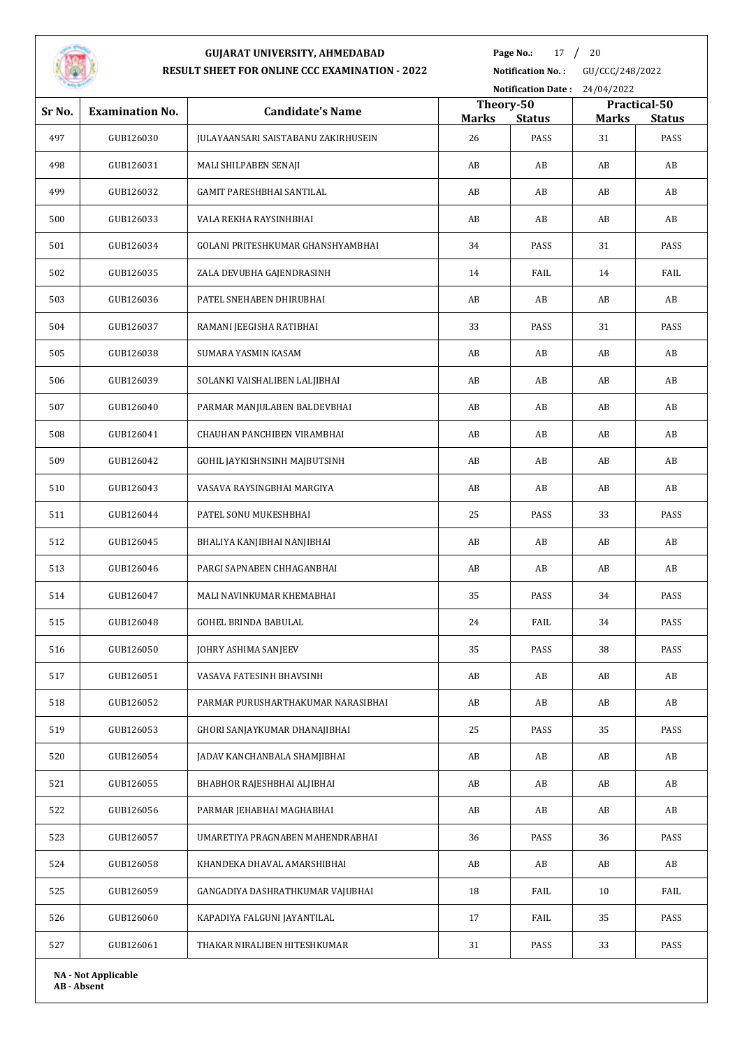**GUJARAT UNIVERSITY, AHMEDABAD**

**RESULT SHEET FOR ONLINE CCC EXAMINATION - 2022**

**Page No.:** 17 / 20

**Notification No. :** GU/CCC/248/2022

**Notification Date :** 24/04/2022

| Sr No. | Examination No. | Candidate's Name | Theory-50 | | Practical-50 | |
|---|---|---|---|---|---|---|
| | | | Marks | Status | Marks | Status |
| 497 | GUB126030 | JULAYAANSARI SAISTABANU ZAKIRHUSEIN | 26 | PASS | 31 | PASS |
| 498 | GUB126031 | MALI SHILPABEN SENAJI | AB | AB | AB | AB |
| 499 | GUB126032 | GAMIT PARESHBHAI SANTILAL | AB | AB | AB | AB |
| 500 | GUB126033 | VALA REKHA RAYSINHBHAI | AB | AB | AB | AB |
| 501 | GUB126034 | GOLANI PRITESHKUMAR GHANSHYAMBHAI | 34 | PASS | 31 | PASS |
| 502 | GUB126035 | ZALA DEVUBHA GAJENDRASINH | 14 | FAIL | 14 | FAIL |
| 503 | GUB126036 | PATEL SNEHABEN DHIRUBHAI | AB | AB | AB | AB |
| 504 | GUB126037 | RAMANI JEEGISHA RATIBHAI | 33 | PASS | 31 | PASS |
| 505 | GUB126038 | SUMARA YASMIN KASAM | AB | AB | AB | AB |
| 506 | GUB126039 | SOLANKI VAISHALIBEN LALJIBHAI | AB | AB | AB | AB |
| 507 | GUB126040 | PARMAR MANJULABEN BALDEVBHAI | AB | AB | AB | AB |
| 508 | GUB126041 | CHAUHAN PANCHIBEN VIRAMBHAI | AB | AB | AB | AB |
| 509 | GUB126042 | GOHIL JAYKISHNSINH MAJBUTSINH | AB | AB | AB | AB |
| 510 | GUB126043 | VASAVA RAYSINGBHAI MARGIYA | AB | AB | AB | AB |
| 511 | GUB126044 | PATEL SONU MUKESHBHAI | 25 | PASS | 33 | PASS |
| 512 | GUB126045 | BHALIYA KANJIBHAI NANJIBHAI | AB | AB | AB | AB |
| 513 | GUB126046 | PARGI SAPNABEN CHHAGANBHAI | AB | AB | AB | AB |
| 514 | GUB126047 | MALI NAVINKUMAR KHEMABHAI | 35 | PASS | 34 | PASS |
| 515 | GUB126048 | GOHEL BRINDA BABULAL | 24 | FAIL | 34 | PASS |
| 516 | GUB126050 | JOHRY ASHIMA SANJEEV | 35 | PASS | 38 | PASS |
| 517 | GUB126051 | VASAVA FATESINH BHAVSINH | AB | AB | AB | AB |
| 518 | GUB126052 | PARMAR PURUSHARTHAKUMAR NARASIBHAI | AB | AB | AB | AB |
| 519 | GUB126053 | GHORI SANJAYKUMAR DHANAJIBHAI | 25 | PASS | 35 | PASS |
| 520 | GUB126054 | JADAV KANCHANBALA SHAMJIBHAI | AB | AB | AB | AB |
| 521 | GUB126055 | BHABHOR RAJESHBHAI ALJIBHAI | AB | AB | AB | AB |
| 522 | GUB126056 | PARMAR JEHABHAI MAGHABHAI | AB | AB | AB | AB |
| 523 | GUB126057 | UMARETIYA PRAGNABEN MAHENDRABHAI | 36 | PASS | 36 | PASS |
| 524 | GUB126058 | KHANDEKA DHAVAL AMARSHIBHAI | AB | AB | AB | AB |
| 525 | GUB126059 | GANGADIYA DASHRATHKUMAR VAJUBHAI | 18 | FAIL | 10 | FAIL |
| 526 | GUB126060 | KAPADIYA FALGUNI JAYANTILAL | 17 | FAIL | 35 | PASS |
| 527 | GUB126061 | THAKAR NIRALIBEN HITESHKUMAR | 31 | PASS | 33 | PASS |

**NA - Not Applicable**
**AB - Absent**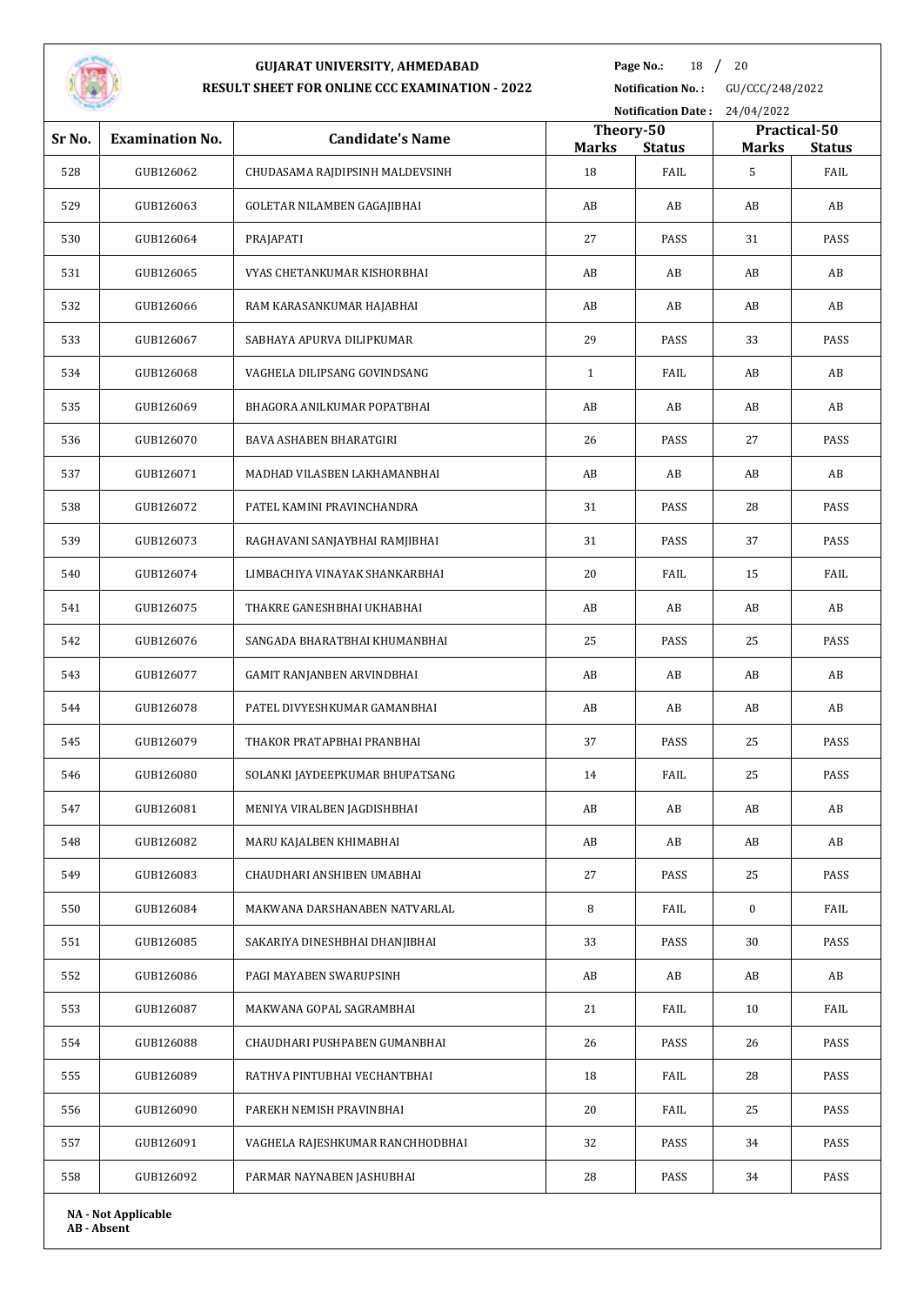# GUJARAT UNIVERSITY, AHMEDABAD

## RESULT SHEET FOR ONLINE CCC EXAMINATION - 2022

**Notification No. :** GU/CCC/248/2022

**Notification Date :** 24/04/2022

| Sr No. | Examination No. | Candidate's Name | Theory-50 | | Practical-50 | |
|---|---|---|---|---|---|---|
| | | | **Marks** | **Status** | **Marks** | **Status** |
| 528 | GUB126062 | CHUDASAMA RAJDIPSINH MALDEVSINH | 18 | FAIL | 5 | FAIL |
| 529 | GUB126063 | GOLETAR NILAMBEN GAGAJIBHAI | AB | AB | AB | AB |
| 530 | GUB126064 | PRAJAPATI | 27 | PASS | 31 | PASS |
| 531 | GUB126065 | VYAS CHETANKUMAR KISHORBHAI | AB | AB | AB | AB |
| 532 | GUB126066 | RAM KARASANKUMAR HAJABHAI | AB | AB | AB | AB |
| 533 | GUB126067 | SABHAYA APURVA DILIPKUMAR | 29 | PASS | 33 | PASS |
| 534 | GUB126068 | VAGHELA DILIPSANG GOVINDSANG | 1 | FAIL | AB | AB |
| 535 | GUB126069 | BHAGORA ANILKUMAR POPATBHAI | AB | AB | AB | AB |
| 536 | GUB126070 | BAVA ASHABEN BHARATGIRI | 26 | PASS | 27 | PASS |
| 537 | GUB126071 | MADHAD VILASBEN LAKHAMANBHAI | AB | AB | AB | AB |
| 538 | GUB126072 | PATEL KAMINI PRAVINCHANDRA | 31 | PASS | 28 | PASS |
| 539 | GUB126073 | RAGHAVANI SANJAYBHAI RAMJIBHAI | 31 | PASS | 37 | PASS |
| 540 | GUB126074 | LIMBACHIYA VINAYAK SHANKARBHAI | 20 | FAIL | 15 | FAIL |
| 541 | GUB126075 | THAKRE GANESHBHAI UKHABHAI | AB | AB | AB | AB |
| 542 | GUB126076 | SANGADA BHARATBHAI KHUMANBHAI | 25 | PASS | 25 | PASS |
| 543 | GUB126077 | GAMIT RANJANBEN ARVINDBHAI | AB | AB | AB | AB |
| 544 | GUB126078 | PATEL DIVYESHKUMAR GAMANBHAI | AB | AB | AB | AB |
| 545 | GUB126079 | THAKOR PRATAPBHAI PRANBHAI | 37 | PASS | 25 | PASS |
| 546 | GUB126080 | SOLANKI JAYDEEPKUMAR BHUPATSANG | 14 | FAIL | 25 | PASS |
| 547 | GUB126081 | MENIYA VIRALBEN JAGDISHBHAI | AB | AB | AB | AB |
| 548 | GUB126082 | MARU KAJALBEN KHIMABHAI | AB | AB | AB | AB |
| 549 | GUB126083 | CHAUDHARI ANSHIBEN UMABHAI | 27 | PASS | 25 | PASS |
| 550 | GUB126084 | MAKWANA DARSHANABEN NATVARLAL | 8 | FAIL | 0 | FAIL |
| 551 | GUB126085 | SAKARIYA DINESHBHAI DHANJIBHAI | 33 | PASS | 30 | PASS |
| 552 | GUB126086 | PAGI MAYABEN SWARUPSINH | AB | AB | AB | AB |
| 553 | GUB126087 | MAKWANA GOPAL SAGRAMBHAI | 21 | FAIL | 10 | FAIL |
| 554 | GUB126088 | CHAUDHARI PUSHPABEN GUMANBHAI | 26 | PASS | 26 | PASS |
| 555 | GUB126089 | RATHVA PINTUBHAI VECHANTBHAI | 18 | FAIL | 28 | PASS |
| 556 | GUB126090 | PAREKH NEMISH PRAVINBHAI | 20 | FAIL | 25 | PASS |
| 557 | GUB126091 | VAGHELA RAJESHKUMAR RANCHHODBHAI | 32 | PASS | 34 | PASS |
| 558 | GUB126092 | PARMAR NAYNABEN JASHUBHAI | 28 | PASS | 34 | PASS |

**NA - Not Applicable**
**AB - Absent**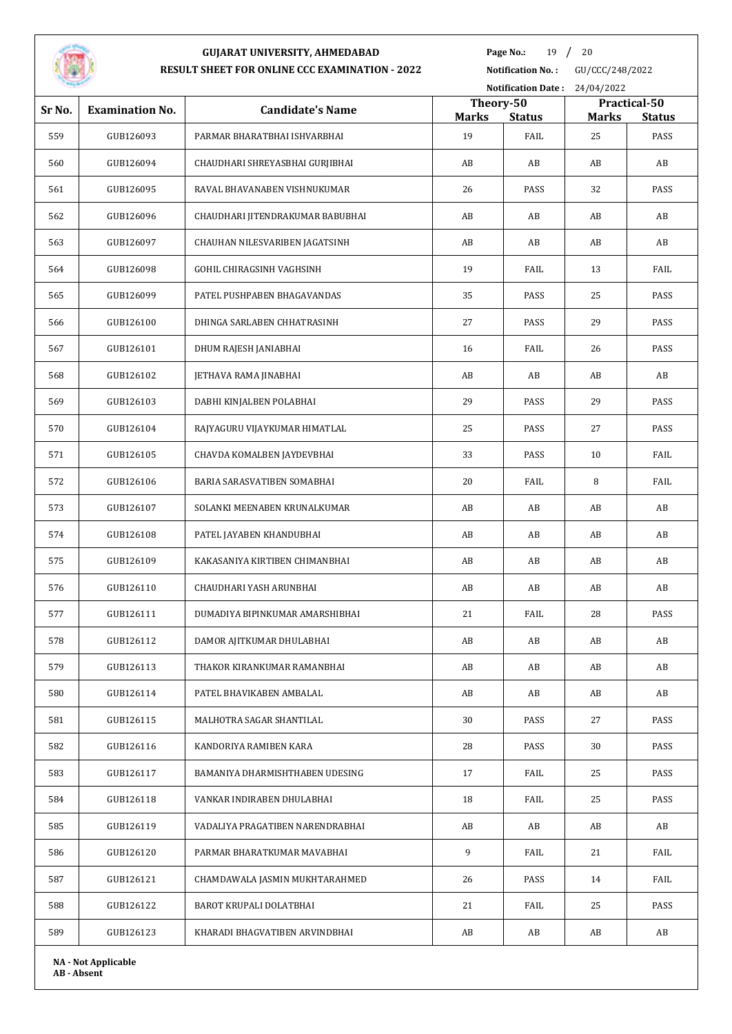# GUJARAT UNIVERSITY, AHMEDABAD

## RESULT SHEET FOR ONLINE CCC EXAMINATION - 2022

**Notification No. :** GU/CCC/248/2022

**Notification Date :** 24/04/2022

| Sr No. | Examination No. | Candidate's Name | Theory-50 | | Practical-50 | |
|---|---|---|---|---|---|---|
| | | | Marks | Status | Marks | Status |
| 559 | GUB126093 | PARMAR BHARATBHAI ISHVARBHAI | 19 | FAIL | 25 | PASS |
| 560 | GUB126094 | CHAUDHARI SHREYASBHAI GURJIBHAI | AB | AB | AB | AB |
| 561 | GUB126095 | RAVAL BHAVANABEN VISHNUKUMAR | 26 | PASS | 32 | PASS |
| 562 | GUB126096 | CHAUDHARI JITENDRAKUMAR BABUBHAI | AB | AB | AB | AB |
| 563 | GUB126097 | CHAUHAN NILESVARIBEN JAGATSINH | AB | AB | AB | AB |
| 564 | GUB126098 | GOHIL CHIRAGSINH VAGHSINH | 19 | FAIL | 13 | FAIL |
| 565 | GUB126099 | PATEL PUSHPABEN BHAGAVANDAS | 35 | PASS | 25 | PASS |
| 566 | GUB126100 | DHINGA SARLABEN CHHATRASINH | 27 | PASS | 29 | PASS |
| 567 | GUB126101 | DHUM RAJESH JANIABHAI | 16 | FAIL | 26 | PASS |
| 568 | GUB126102 | JETHAVA RAMA JINABHAI | AB | AB | AB | AB |
| 569 | GUB126103 | DABHI KINJALBEN POLABHAI | 29 | PASS | 29 | PASS |
| 570 | GUB126104 | RAJYAGURU VIJAYKUMAR HIMATLAL | 25 | PASS | 27 | PASS |
| 571 | GUB126105 | CHAVDA KOMALBEN JAYDEVBHAI | 33 | PASS | 10 | FAIL |
| 572 | GUB126106 | BARIA SARASVATIBEN SOMABHAI | 20 | FAIL | 8 | FAIL |
| 573 | GUB126107 | SOLANKI MEENABEN KRUNALKUMAR | AB | AB | AB | AB |
| 574 | GUB126108 | PATEL JAYABEN KHANDUBHAI | AB | AB | AB | AB |
| 575 | GUB126109 | KAKASANIYA KIRTIBEN CHIMANBHAI | AB | AB | AB | AB |
| 576 | GUB126110 | CHAUDHARI YASH ARUNBHAI | AB | AB | AB | AB |
| 577 | GUB126111 | DUMADIYA BIPINKUMAR AMARSHIBHAI | 21 | FAIL | 28 | PASS |
| 578 | GUB126112 | DAMOR AJITKUMAR DHULABHAI | AB | AB | AB | AB |
| 579 | GUB126113 | THAKOR KIRANKUMAR RAMANBHAI | AB | AB | AB | AB |
| 580 | GUB126114 | PATEL BHAVIKABEN AMBALAL | AB | AB | AB | AB |
| 581 | GUB126115 | MALHOTRA SAGAR SHANTILAL | 30 | PASS | 27 | PASS |
| 582 | GUB126116 | KANDORIYA RAMIBEN KARA | 28 | PASS | 30 | PASS |
| 583 | GUB126117 | BAMANIYA DHARMISHTHABEN UDESING | 17 | FAIL | 25 | PASS |
| 584 | GUB126118 | VANKAR INDIRABEN DHULABHAI | 18 | FAIL | 25 | PASS |
| 585 | GUB126119 | VADALIYA PRAGATIBEN NARENDRABHAI | AB | AB | AB | AB |
| 586 | GUB126120 | PARMAR BHARATKUMAR MAVABHAI | 9 | FAIL | 21 | FAIL |
| 587 | GUB126121 | CHAMDAWALA JASMIN MUKHTARAHMED | 26 | PASS | 14 | FAIL |
| 588 | GUB126122 | BAROT KRUPALI DOLATBHAI | 21 | FAIL | 25 | PASS |
| 589 | GUB126123 | KHARADI BHAGVATIBEN ARVINDBHAI | AB | AB | AB | AB |

**NA - Not Applicable**
**AB - Absent**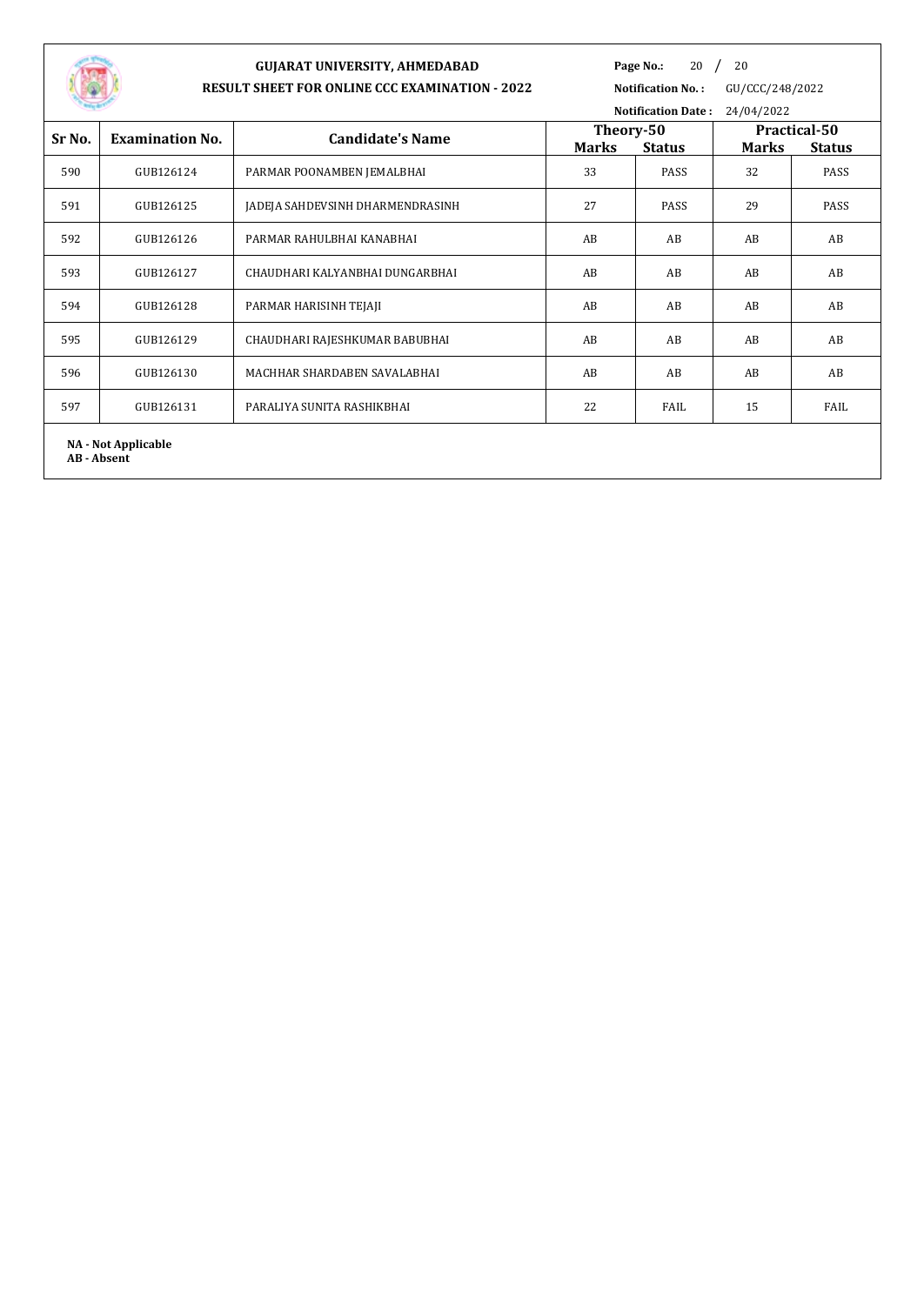**GUJARAT UNIVERSITY, AHMEDABAD**

**RESULT SHEET FOR ONLINE CCC EXAMINATION - 2022**

**Notification No. :** GU/CCC/248/2022

**Notification Date :** 24/04/2022

| Sr No. | Examination No. | Candidate's Name | Theory-50 | | Practical-50 | |
|---|---|---|---|---|---|---|
| | | | Marks | Status | Marks | Status |
| 590 | GUB126124 | PARMAR POONAMBEN JEMALBHAI | 33 | PASS | 32 | PASS |
| 591 | GUB126125 | JADEJA SAHDEVSINH DHARMENDRASINH | 27 | PASS | 29 | PASS |
| 592 | GUB126126 | PARMAR RAHULBHAI KANABHAI | AB | AB | AB | AB |
| 593 | GUB126127 | CHAUDHARI KALYANBHAI DUNGARBHAI | AB | AB | AB | AB |
| 594 | GUB126128 | PARMAR HARISINH TEJAJI | AB | AB | AB | AB |
| 595 | GUB126129 | CHAUDHARI RAJESHKUMAR BABUBHAI | AB | AB | AB | AB |
| 596 | GUB126130 | MACHHAR SHARDABEN SAVALABHAI | AB | AB | AB | AB |
| 597 | GUB126131 | PARALIYA SUNITA RASHIKBHAI | 22 | FAIL | 15 | FAIL |

**NA - Not Applicable**
**AB - Absent**